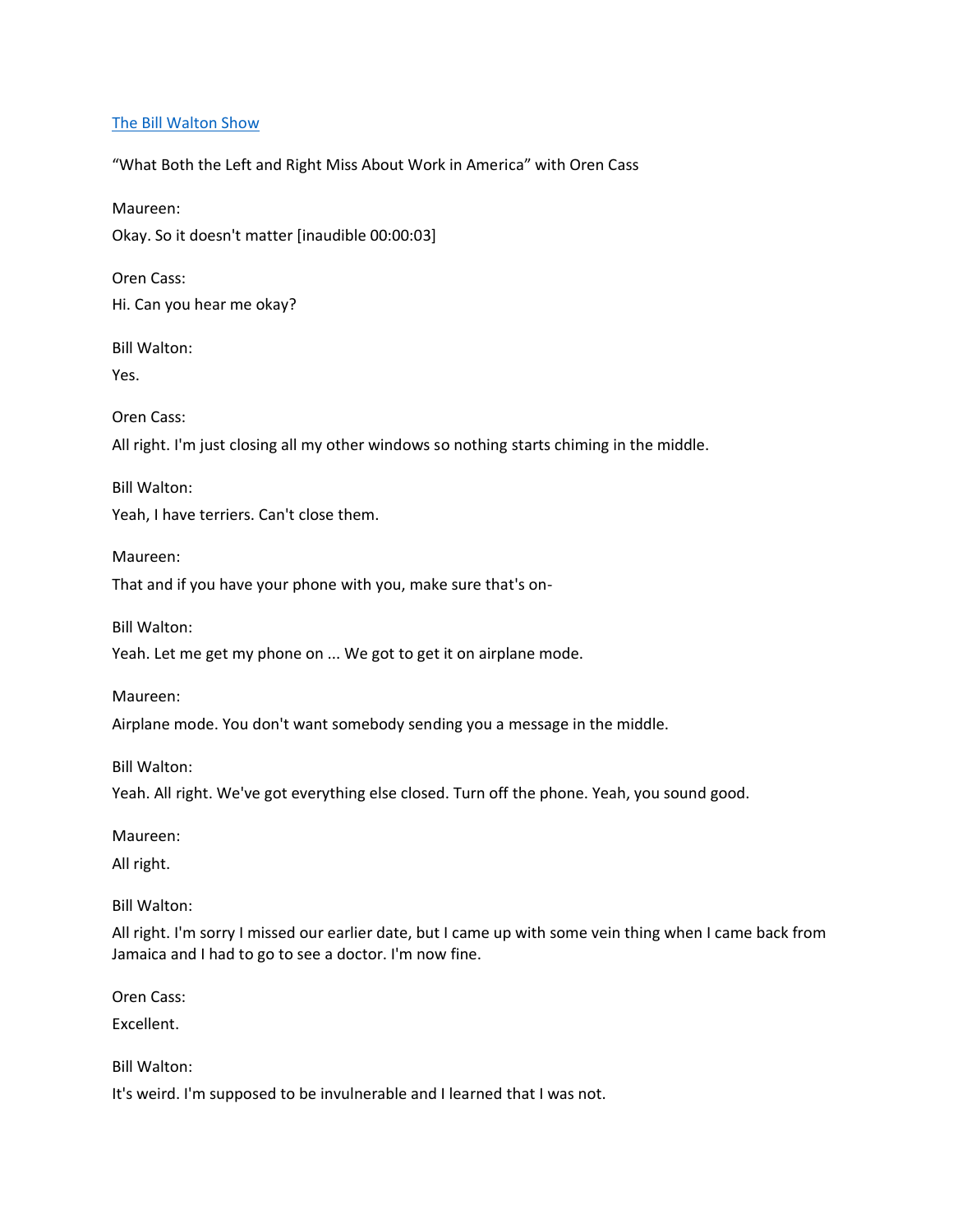[The Bill Walton Show]

"What Both the Left and Right Miss About Work in America" with Oren Cass

Maureen:

Okay. So it doesn't matter [inaudible 00:00:03]

Oren Cass:

Hi. Can you hear me okay?

Bill Walton:

Yes.

Oren Cass:

All right. I'm just closing all my other windows so nothing starts chiming in the middle.

Bill Walton:

Yeah, I have terriers. Can't close them.

Maureen:

That and if you have your phone with you, make sure that's on-

Bill Walton:

Yeah. Let me get my phone on ... We got to get it on airplane mode.

Maureen:

Airplane mode. You don't want somebody sending you a message in the middle.

Bill Walton:

Yeah. All right. We've got everything else closed. Turn off the phone. Yeah, you sound good.

Maureen:

All right.

Bill Walton:

All right. I'm sorry I missed our earlier date, but I came up with some vein thing when I came back from Jamaica and I had to go to see a doctor. I'm now fine.

Oren Cass:

Excellent.

Bill Walton:

It's weird. I'm supposed to be invulnerable and I learned that I was not.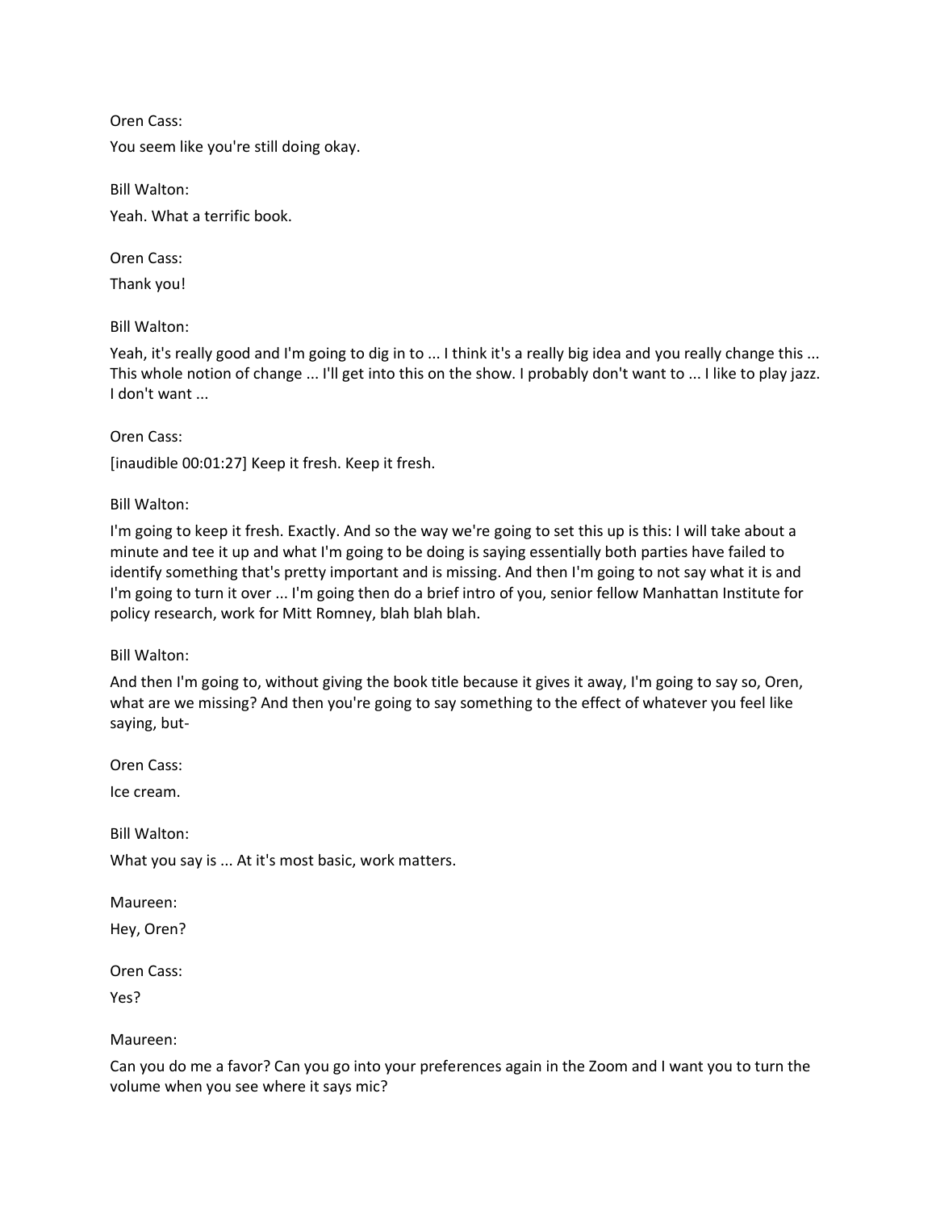Oren Cass:

You seem like you're still doing okay.

Bill Walton:

Yeah. What a terrific book.

Oren Cass:

Thank you!

Bill Walton:

Yeah, it's really good and I'm going to dig in to ... I think it's a really big idea and you really change this ... This whole notion of change ... I'll get into this on the show. I probably don't want to ... I like to play jazz. I don't want ...

Oren Cass:

[inaudible 00:01:27] Keep it fresh. Keep it fresh.

Bill Walton:

I'm going to keep it fresh. Exactly. And so the way we're going to set this up is this: I will take about a minute and tee it up and what I'm going to be doing is saying essentially both parties have failed to identify something that's pretty important and is missing. And then I'm going to not say what it is and I'm going to turn it over ... I'm going then do a brief intro of you, senior fellow Manhattan Institute for policy research, work for Mitt Romney, blah blah blah.

Bill Walton:

And then I'm going to, without giving the book title because it gives it away, I'm going to say so, Oren, what are we missing? And then you're going to say something to the effect of whatever you feel like saying, but-

Oren Cass:

Ice cream.

Bill Walton:

What you say is ... At it's most basic, work matters.

Maureen:

Hey, Oren?

Oren Cass:

Yes?

Maureen:

Can you do me a favor? Can you go into your preferences again in the Zoom and I want you to turn the volume when you see where it says mic?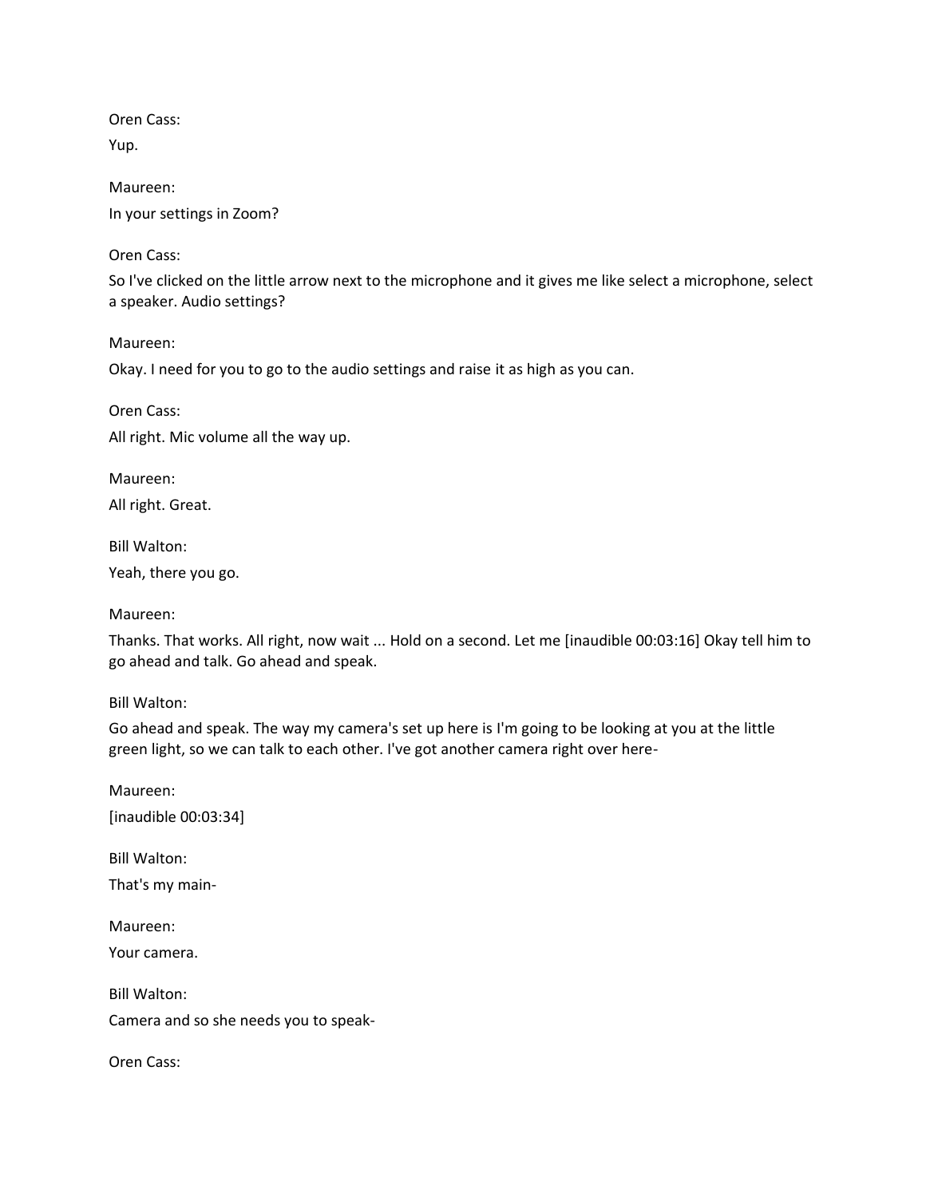Oren Cass:

Yup.

Maureen:

In your settings in Zoom?

Oren Cass:

So I've clicked on the little arrow next to the microphone and it gives me like select a microphone, select a speaker. Audio settings?

Maureen:

Okay. I need for you to go to the audio settings and raise it as high as you can.

Oren Cass:

All right. Mic volume all the way up.

Maureen:

All right. Great.

Bill Walton:

Yeah, there you go.

Maureen:

Thanks. That works. All right, now wait ... Hold on a second. Let me [inaudible 00:03:16] Okay tell him to go ahead and talk. Go ahead and speak.

Bill Walton:

Go ahead and speak. The way my camera's set up here is I'm going to be looking at you at the little green light, so we can talk to each other. I've got another camera right over here-

Maureen:

[inaudible 00:03:34]

Bill Walton:

That's my main-

Maureen:

Your camera.

Bill Walton:

Camera and so she needs you to speak-

Oren Cass: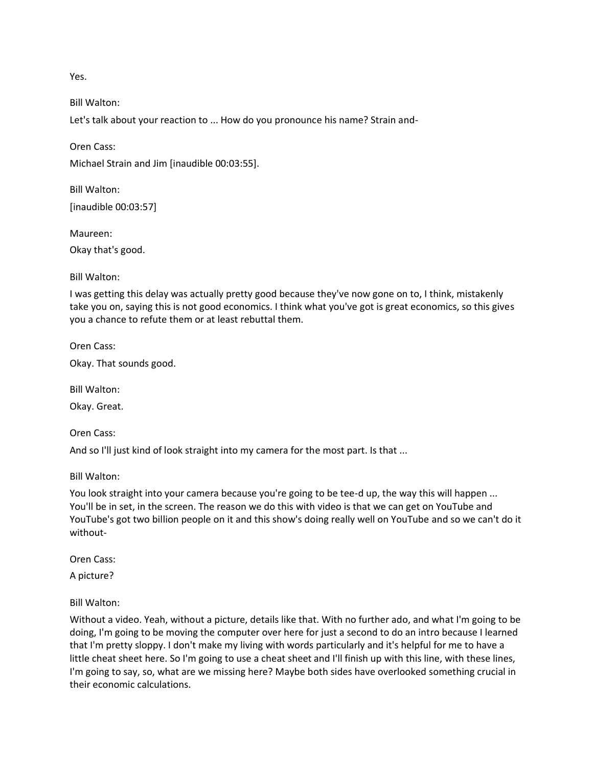Yes.

Bill Walton:

Let's talk about your reaction to ... How do you pronounce his name? Strain and-

Oren Cass:

Michael Strain and Jim [inaudible 00:03:55].

Bill Walton:

[inaudible 00:03:57]

Maureen:

Okay that's good.

Bill Walton:

I was getting this delay was actually pretty good because they've now gone on to, I think, mistakenly take you on, saying this is not good economics. I think what you've got is great economics, so this gives you a chance to refute them or at least rebuttal them.

Oren Cass:

Okay. That sounds good.

Bill Walton:

Okay. Great.

Oren Cass:

And so I'll just kind of look straight into my camera for the most part. Is that ...

Bill Walton:

You look straight into your camera because you're going to be tee-d up, the way this will happen ... You'll be in set, in the screen. The reason we do this with video is that we can get on YouTube and YouTube's got two billion people on it and this show's doing really well on YouTube and so we can't do it without-

Oren Cass:

A picture?

Bill Walton:

Without a video. Yeah, without a picture, details like that. With no further ado, and what I'm going to be doing, I'm going to be moving the computer over here for just a second to do an intro because I learned that I'm pretty sloppy. I don't make my living with words particularly and it's helpful for me to have a little cheat sheet here. So I'm going to use a cheat sheet and I'll finish up with this line, with these lines, I'm going to say, so, what are we missing here? Maybe both sides have overlooked something crucial in their economic calculations.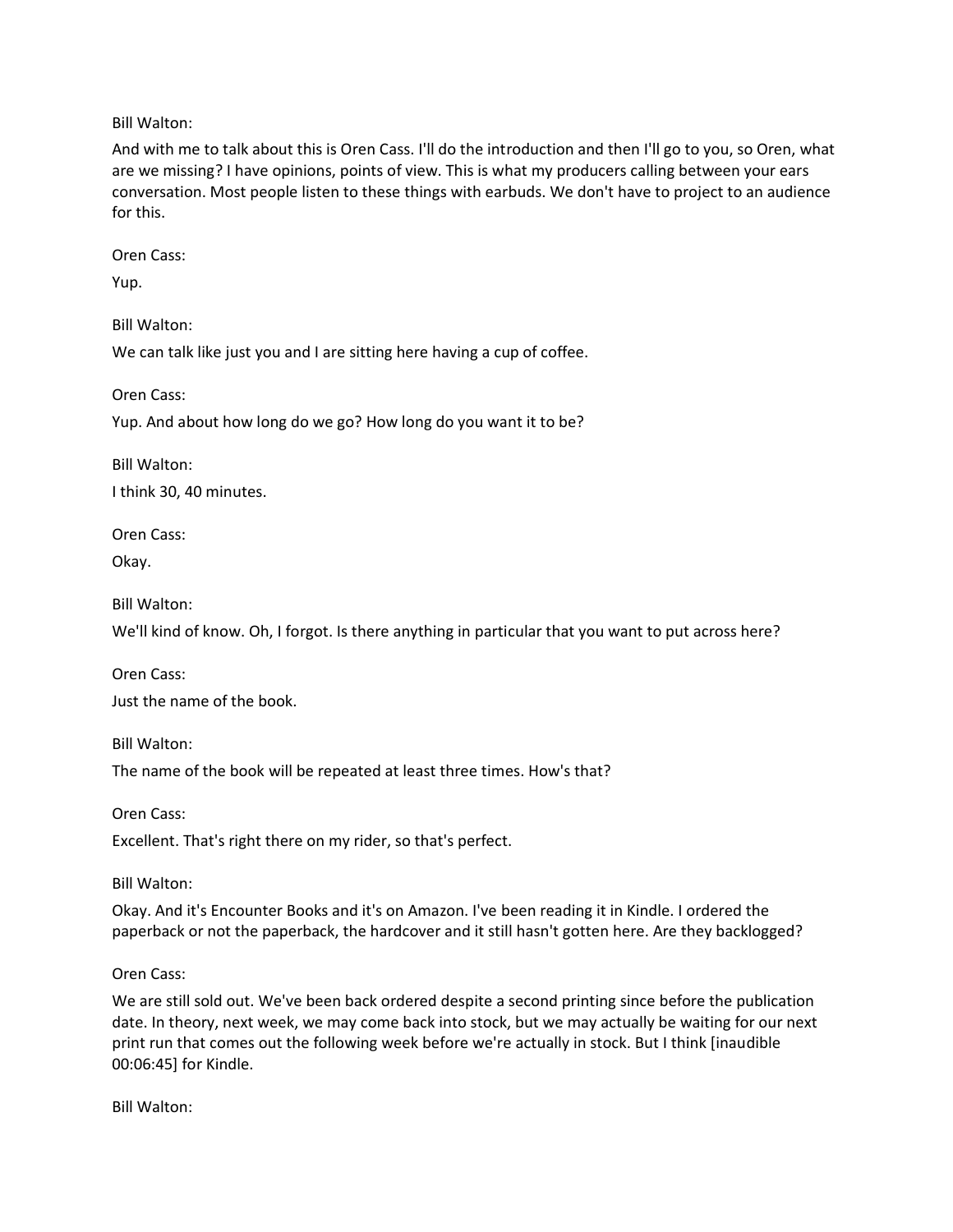Bill Walton:

And with me to talk about this is Oren Cass. I'll do the introduction and then I'll go to you, so Oren, what are we missing? I have opinions, points of view. This is what my producers calling between your ears conversation. Most people listen to these things with earbuds. We don't have to project to an audience for this.

Oren Cass:

Yup.

Bill Walton:

We can talk like just you and I are sitting here having a cup of coffee.

Oren Cass:

Yup. And about how long do we go? How long do you want it to be?

Bill Walton:

I think 30, 40 minutes.

Oren Cass:

Okay.

Bill Walton:

We'll kind of know. Oh, I forgot. Is there anything in particular that you want to put across here?

Oren Cass:

Just the name of the book.

Bill Walton:

The name of the book will be repeated at least three times. How's that?

Oren Cass:

Excellent. That's right there on my rider, so that's perfect.

Bill Walton:

Okay. And it's Encounter Books and it's on Amazon. I've been reading it in Kindle. I ordered the paperback or not the paperback, the hardcover and it still hasn't gotten here. Are they backlogged?

Oren Cass:

We are still sold out. We've been back ordered despite a second printing since before the publication date. In theory, next week, we may come back into stock, but we may actually be waiting for our next print run that comes out the following week before we're actually in stock. But I think [inaudible 00:06:45] for Kindle.

Bill Walton: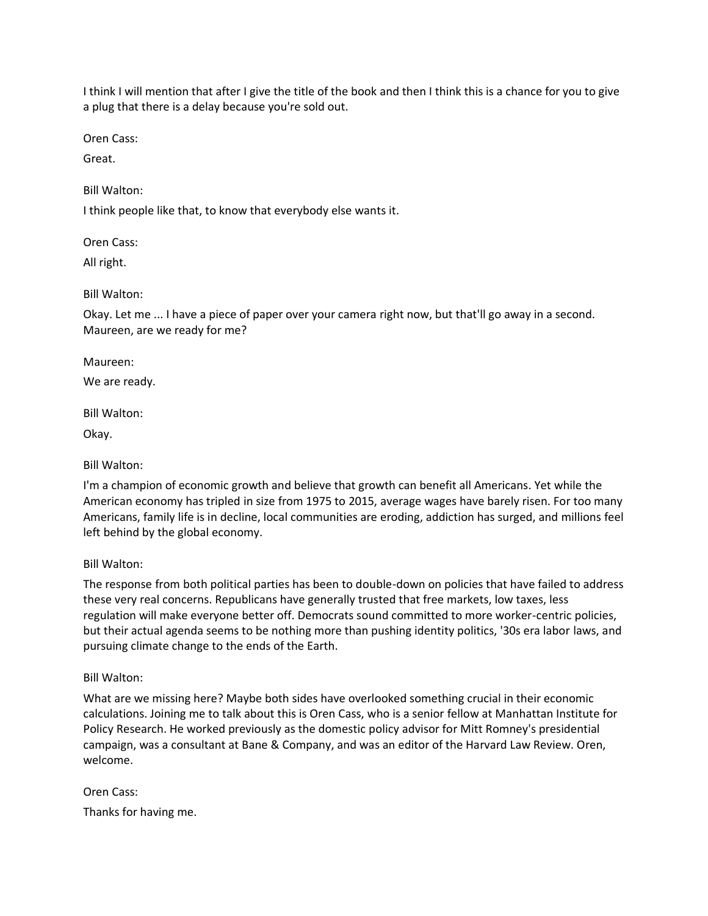I think I will mention that after I give the title of the book and then I think this is a chance for you to give a plug that there is a delay because you're sold out.

Oren Cass:

Great.

Bill Walton:

I think people like that, to know that everybody else wants it.

Oren Cass:

All right.

Bill Walton:

Okay. Let me ... I have a piece of paper over your camera right now, but that'll go away in a second. Maureen, are we ready for me?

Maureen:

We are ready.

Bill Walton:

Okay.

Bill Walton:

I'm a champion of economic growth and believe that growth can benefit all Americans. Yet while the American economy has tripled in size from 1975 to 2015, average wages have barely risen. For too many Americans, family life is in decline, local communities are eroding, addiction has surged, and millions feel left behind by the global economy.

Bill Walton:

The response from both political parties has been to double-down on policies that have failed to address these very real concerns. Republicans have generally trusted that free markets, low taxes, less regulation will make everyone better off. Democrats sound committed to more worker-centric policies, but their actual agenda seems to be nothing more than pushing identity politics, '30s era labor laws, and pursuing climate change to the ends of the Earth.

Bill Walton:

What are we missing here? Maybe both sides have overlooked something crucial in their economic calculations. Joining me to talk about this is Oren Cass, who is a senior fellow at Manhattan Institute for Policy Research. He worked previously as the domestic policy advisor for Mitt Romney's presidential campaign, was a consultant at Bane & Company, and was an editor of the Harvard Law Review. Oren, welcome.

Oren Cass:

Thanks for having me.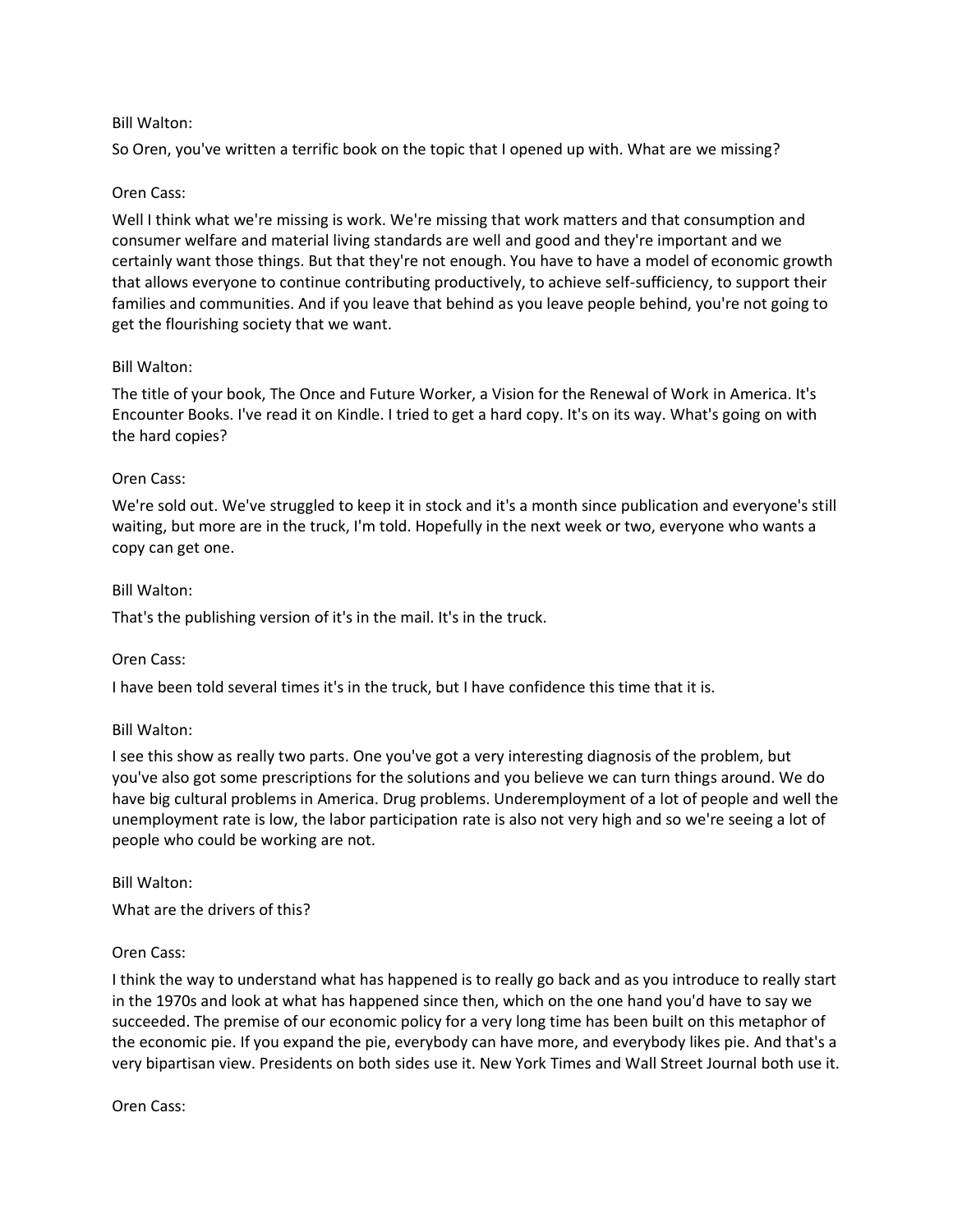Bill Walton:

So Oren, you've written a terrific book on the topic that I opened up with. What are we missing?

Oren Cass:

Well I think what we're missing is work. We're missing that work matters and that consumption and consumer welfare and material living standards are well and good and they're important and we certainly want those things. But that they're not enough. You have to have a model of economic growth that allows everyone to continue contributing productively, to achieve self-sufficiency, to support their families and communities. And if you leave that behind as you leave people behind, you're not going to get the flourishing society that we want.

Bill Walton:

The title of your book, The Once and Future Worker, a Vision for the Renewal of Work in America. It's Encounter Books. I've read it on Kindle. I tried to get a hard copy. It's on its way. What's going on with the hard copies?

Oren Cass:

We're sold out. We've struggled to keep it in stock and it's a month since publication and everyone's still waiting, but more are in the truck, I'm told. Hopefully in the next week or two, everyone who wants a copy can get one.

Bill Walton:

That's the publishing version of it's in the mail. It's in the truck.

Oren Cass:

I have been told several times it's in the truck, but I have confidence this time that it is.

Bill Walton:

I see this show as really two parts. One you've got a very interesting diagnosis of the problem, but you've also got some prescriptions for the solutions and you believe we can turn things around. We do have big cultural problems in America. Drug problems. Underemployment of a lot of people and well the unemployment rate is low, the labor participation rate is also not very high and so we're seeing a lot of people who could be working are not.

Bill Walton:

What are the drivers of this?

Oren Cass:

I think the way to understand what has happened is to really go back and as you introduce to really start in the 1970s and look at what has happened since then, which on the one hand you'd have to say we succeeded. The premise of our economic policy for a very long time has been built on this metaphor of the economic pie. If you expand the pie, everybody can have more, and everybody likes pie. And that's a very bipartisan view. Presidents on both sides use it. New York Times and Wall Street Journal both use it.

Oren Cass: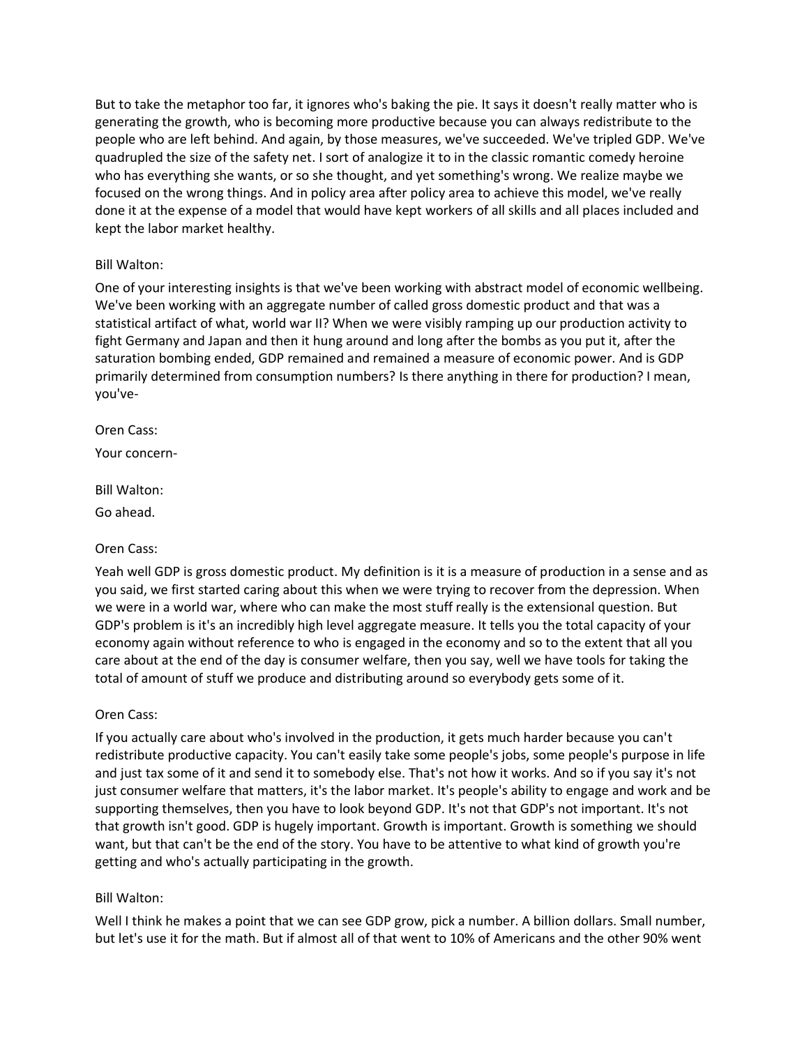But to take the metaphor too far, it ignores who's baking the pie. It says it doesn't really matter who is generating the growth, who is becoming more productive because you can always redistribute to the people who are left behind. And again, by those measures, we've succeeded. We've tripled GDP. We've quadrupled the size of the safety net. I sort of analogize it to in the classic romantic comedy heroine who has everything she wants, or so she thought, and yet something's wrong. We realize maybe we focused on the wrong things. And in policy area after policy area to achieve this model, we've really done it at the expense of a model that would have kept workers of all skills and all places included and kept the labor market healthy.

Bill Walton:

One of your interesting insights is that we've been working with abstract model of economic wellbeing. We've been working with an aggregate number of called gross domestic product and that was a statistical artifact of what, world war II? When we were visibly ramping up our production activity to fight Germany and Japan and then it hung around and long after the bombs as you put it, after the saturation bombing ended, GDP remained and remained a measure of economic power. And is GDP primarily determined from consumption numbers? Is there anything in there for production? I mean, you've-

Oren Cass:

Your concern-

Bill Walton:

Go ahead.

Oren Cass:

Yeah well GDP is gross domestic product. My definition is it is a measure of production in a sense and as you said, we first started caring about this when we were trying to recover from the depression. When we were in a world war, where who can make the most stuff really is the extensional question. But GDP's problem is it's an incredibly high level aggregate measure. It tells you the total capacity of your economy again without reference to who is engaged in the economy and so to the extent that all you care about at the end of the day is consumer welfare, then you say, well we have tools for taking the total of amount of stuff we produce and distributing around so everybody gets some of it.

Oren Cass:

If you actually care about who's involved in the production, it gets much harder because you can't redistribute productive capacity. You can't easily take some people's jobs, some people's purpose in life and just tax some of it and send it to somebody else. That's not how it works. And so if you say it's not just consumer welfare that matters, it's the labor market. It's people's ability to engage and work and be supporting themselves, then you have to look beyond GDP. It's not that GDP's not important. It's not that growth isn't good. GDP is hugely important. Growth is important. Growth is something we should want, but that can't be the end of the story. You have to be attentive to what kind of growth you're getting and who's actually participating in the growth.

Bill Walton:

Well I think he makes a point that we can see GDP grow, pick a number. A billion dollars. Small number, but let's use it for the math. But if almost all of that went to 10% of Americans and the other 90% went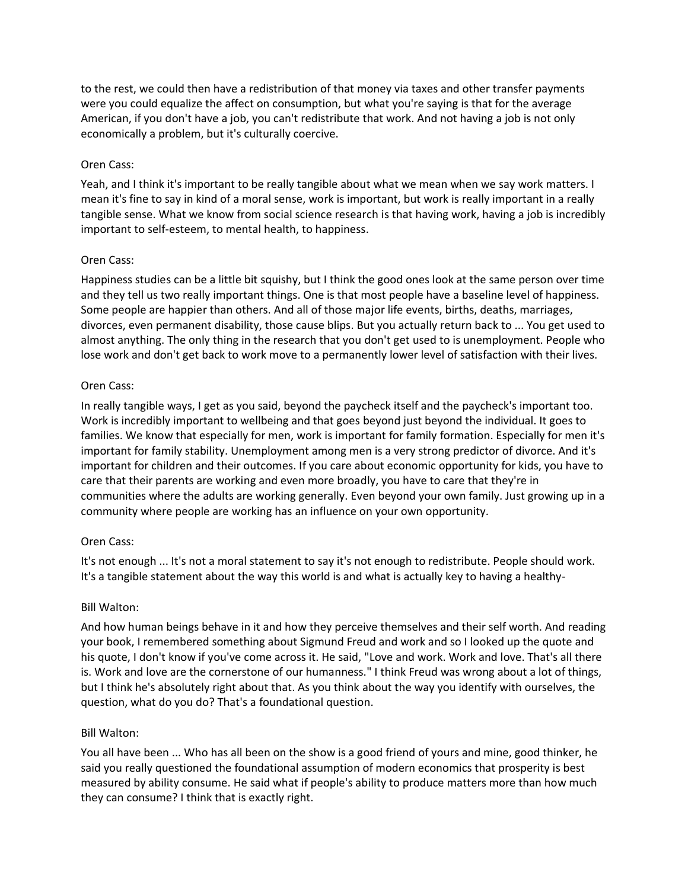to the rest, we could then have a redistribution of that money via taxes and other transfer payments were you could equalize the affect on consumption, but what you're saying is that for the average American, if you don't have a job, you can't redistribute that work. And not having a job is not only economically a problem, but it's culturally coercive.

Oren Cass:

Yeah, and I think it's important to be really tangible about what we mean when we say work matters. I mean it's fine to say in kind of a moral sense, work is important, but work is really important in a really tangible sense. What we know from social science research is that having work, having a job is incredibly important to self-esteem, to mental health, to happiness.

Oren Cass:

Happiness studies can be a little bit squishy, but I think the good ones look at the same person over time and they tell us two really important things. One is that most people have a baseline level of happiness. Some people are happier than others. And all of those major life events, births, deaths, marriages, divorces, even permanent disability, those cause blips. But you actually return back to ... You get used to almost anything. The only thing in the research that you don't get used to is unemployment. People who lose work and don't get back to work move to a permanently lower level of satisfaction with their lives.

Oren Cass:

In really tangible ways, I get as you said, beyond the paycheck itself and the paycheck's important too. Work is incredibly important to wellbeing and that goes beyond just beyond the individual. It goes to families. We know that especially for men, work is important for family formation. Especially for men it's important for family stability. Unemployment among men is a very strong predictor of divorce. And it's important for children and their outcomes. If you care about economic opportunity for kids, you have to care that their parents are working and even more broadly, you have to care that they're in communities where the adults are working generally. Even beyond your own family. Just growing up in a community where people are working has an influence on your own opportunity.

Oren Cass:

It's not enough ... It's not a moral statement to say it's not enough to redistribute. People should work. It's a tangible statement about the way this world is and what is actually key to having a healthy-

Bill Walton:

And how human beings behave in it and how they perceive themselves and their self worth. And reading your book, I remembered something about Sigmund Freud and work and so I looked up the quote and his quote, I don't know if you've come across it. He said, "Love and work. Work and love. That's all there is. Work and love are the cornerstone of our humanness." I think Freud was wrong about a lot of things, but I think he's absolutely right about that. As you think about the way you identify with ourselves, the question, what do you do? That's a foundational question.

Bill Walton:

You all have been ... Who has all been on the show is a good friend of yours and mine, good thinker, he said you really questioned the foundational assumption of modern economics that prosperity is best measured by ability consume. He said what if people's ability to produce matters more than how much they can consume? I think that is exactly right.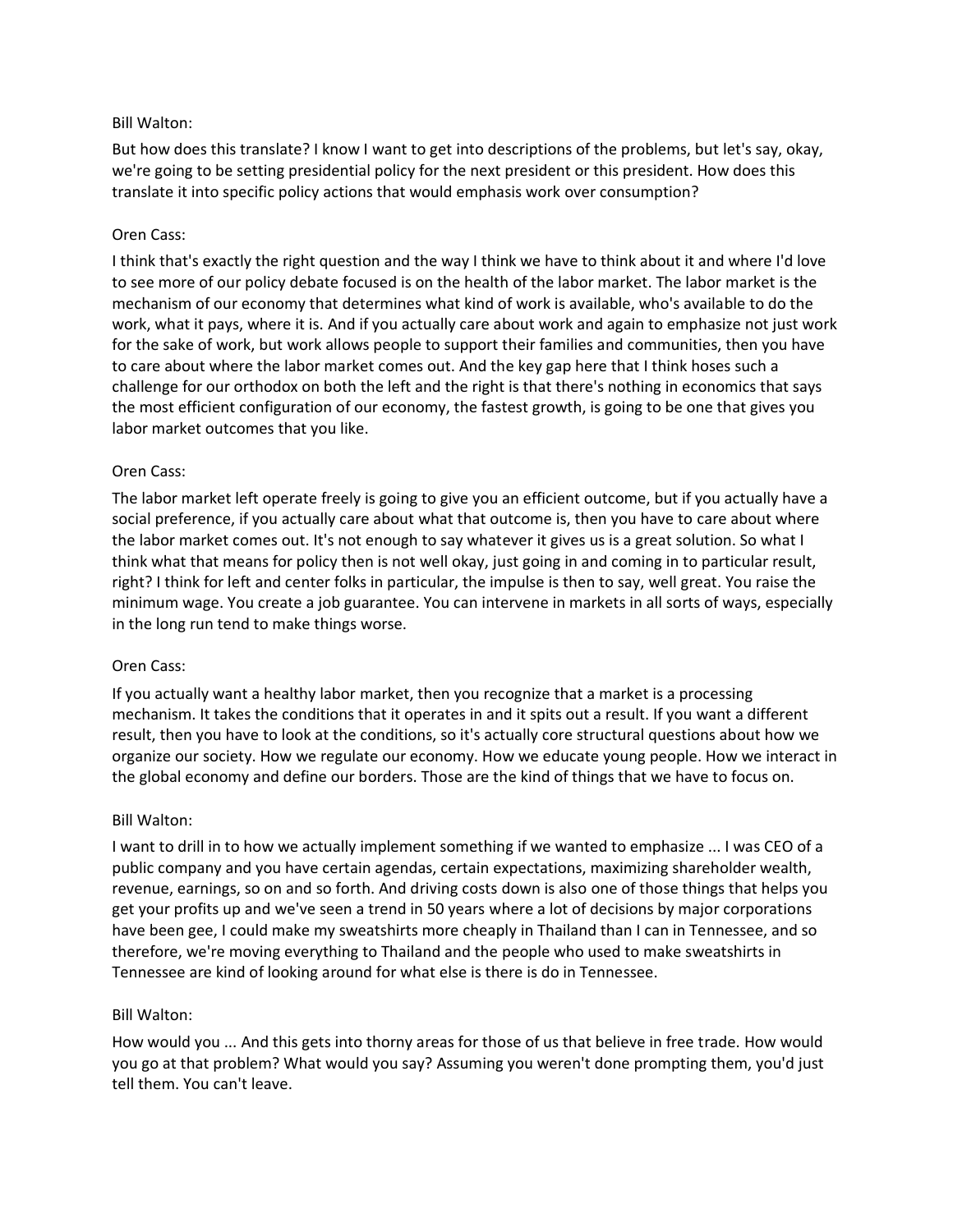Bill Walton:

But how does this translate? I know I want to get into descriptions of the problems, but let's say, okay, we're going to be setting presidential policy for the next president or this president. How does this translate it into specific policy actions that would emphasis work over consumption?

Oren Cass:

I think that's exactly the right question and the way I think we have to think about it and where I'd love to see more of our policy debate focused is on the health of the labor market. The labor market is the mechanism of our economy that determines what kind of work is available, who's available to do the work, what it pays, where it is. And if you actually care about work and again to emphasize not just work for the sake of work, but work allows people to support their families and communities, then you have to care about where the labor market comes out. And the key gap here that I think hoses such a challenge for our orthodox on both the left and the right is that there's nothing in economics that says the most efficient configuration of our economy, the fastest growth, is going to be one that gives you labor market outcomes that you like.

Oren Cass:

The labor market left operate freely is going to give you an efficient outcome, but if you actually have a social preference, if you actually care about what that outcome is, then you have to care about where the labor market comes out. It's not enough to say whatever it gives us is a great solution. So what I think what that means for policy then is not well okay, just going in and coming in to particular result, right? I think for left and center folks in particular, the impulse is then to say, well great. You raise the minimum wage. You create a job guarantee. You can intervene in markets in all sorts of ways, especially in the long run tend to make things worse.

Oren Cass:

If you actually want a healthy labor market, then you recognize that a market is a processing mechanism. It takes the conditions that it operates in and it spits out a result. If you want a different result, then you have to look at the conditions, so it's actually core structural questions about how we organize our society. How we regulate our economy. How we educate young people. How we interact in the global economy and define our borders. Those are the kind of things that we have to focus on.

Bill Walton:

I want to drill in to how we actually implement something if we wanted to emphasize ... I was CEO of a public company and you have certain agendas, certain expectations, maximizing shareholder wealth, revenue, earnings, so on and so forth. And driving costs down is also one of those things that helps you get your profits up and we've seen a trend in 50 years where a lot of decisions by major corporations have been gee, I could make my sweatshirts more cheaply in Thailand than I can in Tennessee, and so therefore, we're moving everything to Thailand and the people who used to make sweatshirts in Tennessee are kind of looking around for what else is there is do in Tennessee.

Bill Walton:

How would you ... And this gets into thorny areas for those of us that believe in free trade. How would you go at that problem? What would you say? Assuming you weren't done prompting them, you'd just tell them. You can't leave.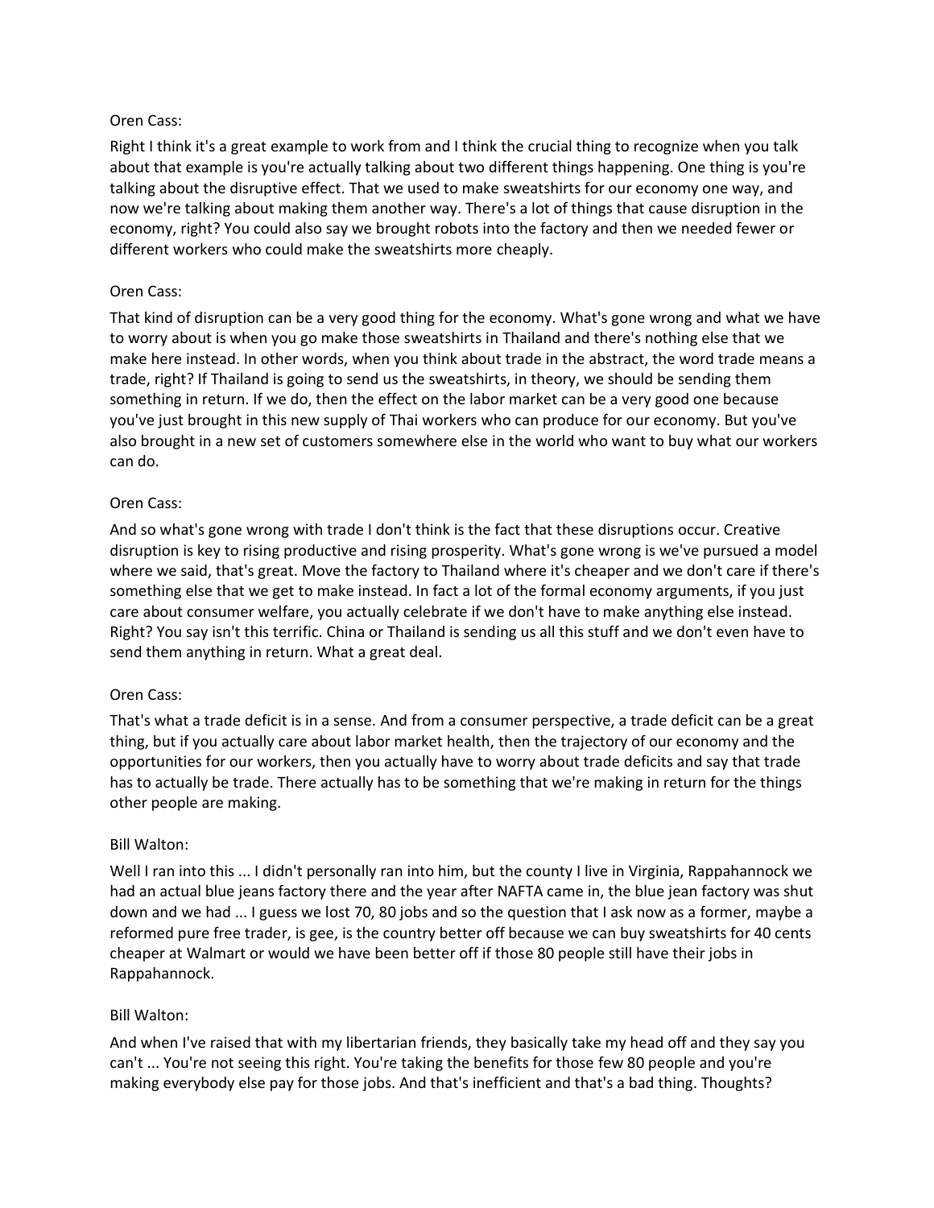Oren Cass:

Right I think it's a great example to work from and I think the crucial thing to recognize when you talk about that example is you're actually talking about two different things happening. One thing is you're talking about the disruptive effect. That we used to make sweatshirts for our economy one way, and now we're talking about making them another way. There's a lot of things that cause disruption in the economy, right? You could also say we brought robots into the factory and then we needed fewer or different workers who could make the sweatshirts more cheaply.

Oren Cass:

That kind of disruption can be a very good thing for the economy. What's gone wrong and what we have to worry about is when you go make those sweatshirts in Thailand and there's nothing else that we make here instead. In other words, when you think about trade in the abstract, the word trade means a trade, right? If Thailand is going to send us the sweatshirts, in theory, we should be sending them something in return. If we do, then the effect on the labor market can be a very good one because you've just brought in this new supply of Thai workers who can produce for our economy. But you've also brought in a new set of customers somewhere else in the world who want to buy what our workers can do.

Oren Cass:

And so what's gone wrong with trade I don't think is the fact that these disruptions occur. Creative disruption is key to rising productive and rising prosperity. What's gone wrong is we've pursued a model where we said, that's great. Move the factory to Thailand where it's cheaper and we don't care if there's something else that we get to make instead. In fact a lot of the formal economy arguments, if you just care about consumer welfare, you actually celebrate if we don't have to make anything else instead. Right? You say isn't this terrific. China or Thailand is sending us all this stuff and we don't even have to send them anything in return. What a great deal.

Oren Cass:

That's what a trade deficit is in a sense. And from a consumer perspective, a trade deficit can be a great thing, but if you actually care about labor market health, then the trajectory of our economy and the opportunities for our workers, then you actually have to worry about trade deficits and say that trade has to actually be trade. There actually has to be something that we're making in return for the things other people are making.

Bill Walton:

Well I ran into this ... I didn't personally ran into him, but the county I live in Virginia, Rappahannock we had an actual blue jeans factory there and the year after NAFTA came in, the blue jean factory was shut down and we had ... I guess we lost 70, 80 jobs and so the question that I ask now as a former, maybe a reformed pure free trader, is gee, is the country better off because we can buy sweatshirts for 40 cents cheaper at Walmart or would we have been better off if those 80 people still have their jobs in Rappahannock.

Bill Walton:

And when I've raised that with my libertarian friends, they basically take my head off and they say you can't ... You're not seeing this right. You're taking the benefits for those few 80 people and you're making everybody else pay for those jobs. And that's inefficient and that's a bad thing. Thoughts?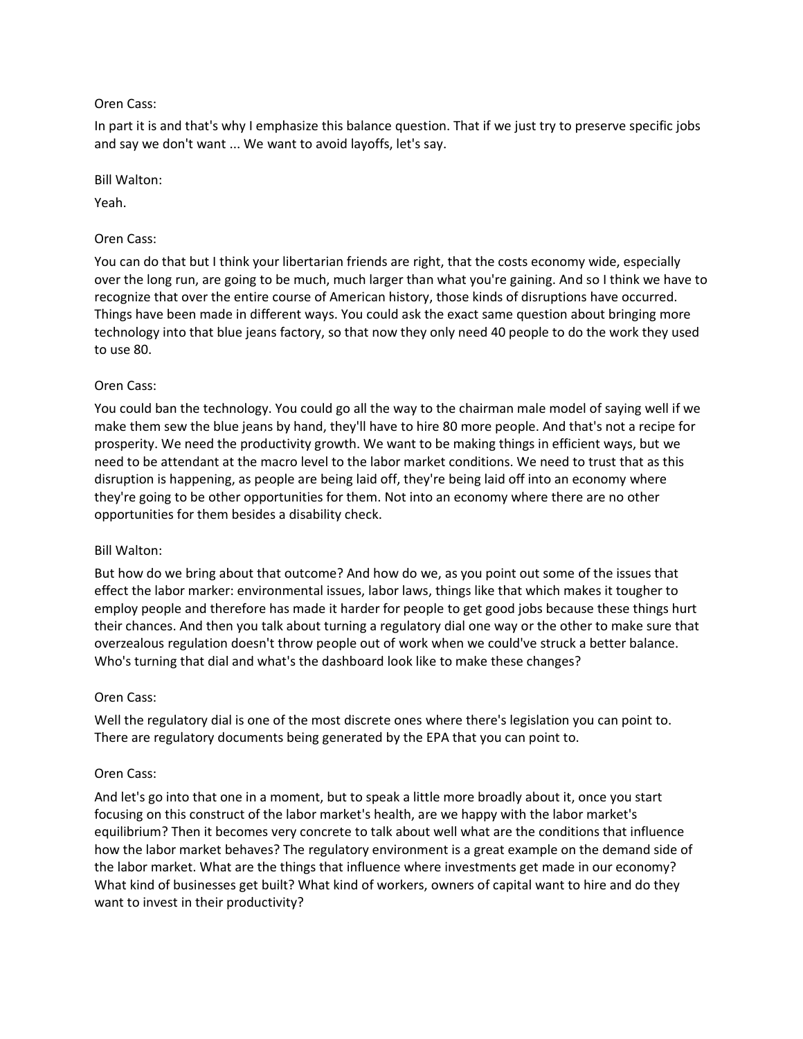Oren Cass:

In part it is and that's why I emphasize this balance question. That if we just try to preserve specific jobs and say we don't want ... We want to avoid layoffs, let's say.

Bill Walton:

Yeah.

Oren Cass:

You can do that but I think your libertarian friends are right, that the costs economy wide, especially over the long run, are going to be much, much larger than what you're gaining. And so I think we have to recognize that over the entire course of American history, those kinds of disruptions have occurred. Things have been made in different ways. You could ask the exact same question about bringing more technology into that blue jeans factory, so that now they only need 40 people to do the work they used to use 80.

Oren Cass:

You could ban the technology. You could go all the way to the chairman male model of saying well if we make them sew the blue jeans by hand, they'll have to hire 80 more people. And that's not a recipe for prosperity. We need the productivity growth. We want to be making things in efficient ways, but we need to be attendant at the macro level to the labor market conditions. We need to trust that as this disruption is happening, as people are being laid off, they're being laid off into an economy where they're going to be other opportunities for them. Not into an economy where there are no other opportunities for them besides a disability check.

Bill Walton:

But how do we bring about that outcome? And how do we, as you point out some of the issues that effect the labor marker: environmental issues, labor laws, things like that which makes it tougher to employ people and therefore has made it harder for people to get good jobs because these things hurt their chances. And then you talk about turning a regulatory dial one way or the other to make sure that overzealous regulation doesn't throw people out of work when we could've struck a better balance. Who's turning that dial and what's the dashboard look like to make these changes?

Oren Cass:

Well the regulatory dial is one of the most discrete ones where there's legislation you can point to. There are regulatory documents being generated by the EPA that you can point to.

Oren Cass:

And let's go into that one in a moment, but to speak a little more broadly about it, once you start focusing on this construct of the labor market's health, are we happy with the labor market's equilibrium? Then it becomes very concrete to talk about well what are the conditions that influence how the labor market behaves? The regulatory environment is a great example on the demand side of the labor market. What are the things that influence where investments get made in our economy? What kind of businesses get built? What kind of workers, owners of capital want to hire and do they want to invest in their productivity?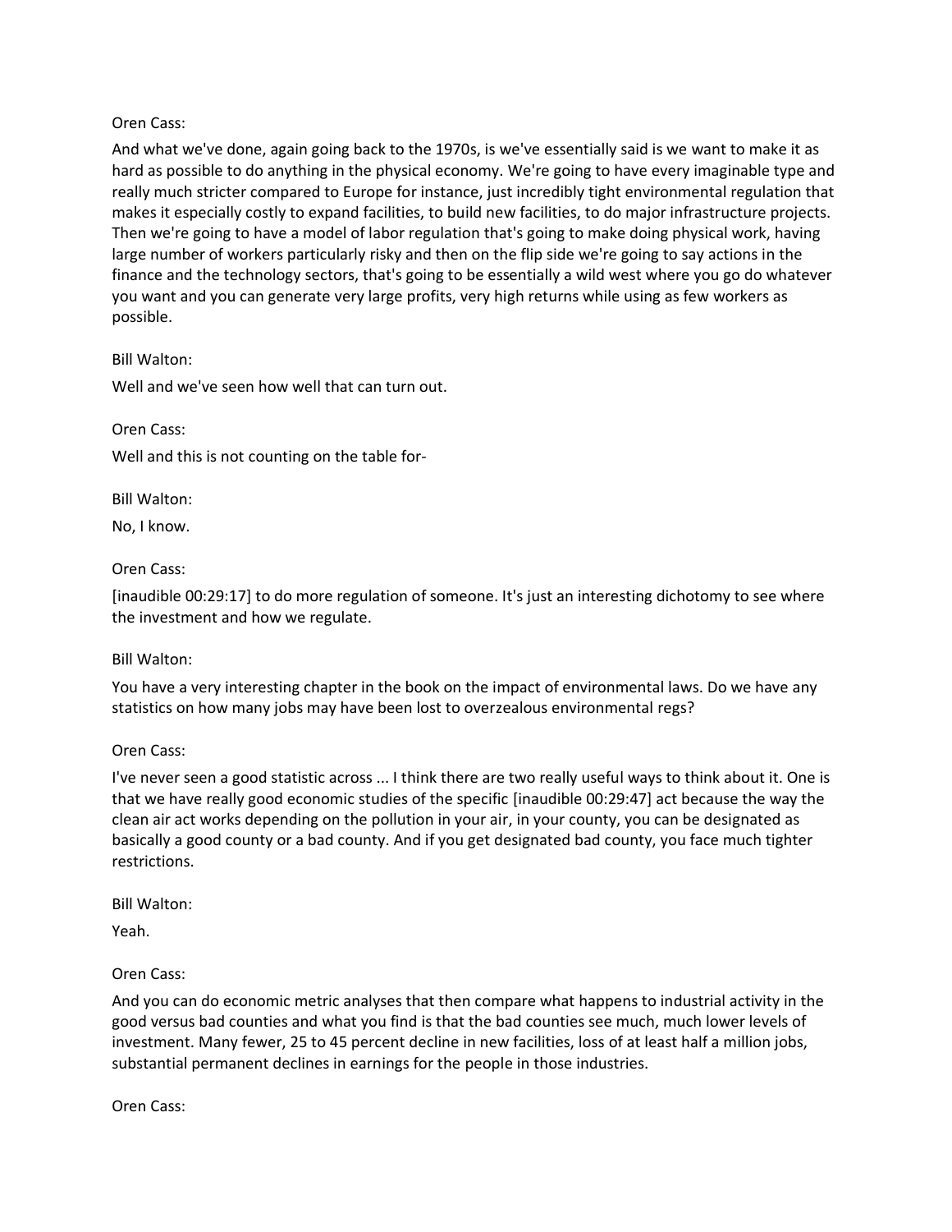Oren Cass:

And what we've done, again going back to the 1970s, is we've essentially said is we want to make it as hard as possible to do anything in the physical economy. We're going to have every imaginable type and really much stricter compared to Europe for instance, just incredibly tight environmental regulation that makes it especially costly to expand facilities, to build new facilities, to do major infrastructure projects. Then we're going to have a model of labor regulation that's going to make doing physical work, having large number of workers particularly risky and then on the flip side we're going to say actions in the finance and the technology sectors, that's going to be essentially a wild west where you go do whatever you want and you can generate very large profits, very high returns while using as few workers as possible.

Bill Walton:

Well and we've seen how well that can turn out.

Oren Cass:

Well and this is not counting on the table for-

Bill Walton:

No, I know.

Oren Cass:

[inaudible 00:29:17] to do more regulation of someone. It's just an interesting dichotomy to see where the investment and how we regulate.

Bill Walton:

You have a very interesting chapter in the book on the impact of environmental laws. Do we have any statistics on how many jobs may have been lost to overzealous environmental regs?

Oren Cass:

I've never seen a good statistic across ... I think there are two really useful ways to think about it. One is that we have really good economic studies of the specific [inaudible 00:29:47] act because the way the clean air act works depending on the pollution in your air, in your county, you can be designated as basically a good county or a bad county. And if you get designated bad county, you face much tighter restrictions.

Bill Walton:

Yeah.

Oren Cass:

And you can do economic metric analyses that then compare what happens to industrial activity in the good versus bad counties and what you find is that the bad counties see much, much lower levels of investment. Many fewer, 25 to 45 percent decline in new facilities, loss of at least half a million jobs, substantial permanent declines in earnings for the people in those industries.

Oren Cass: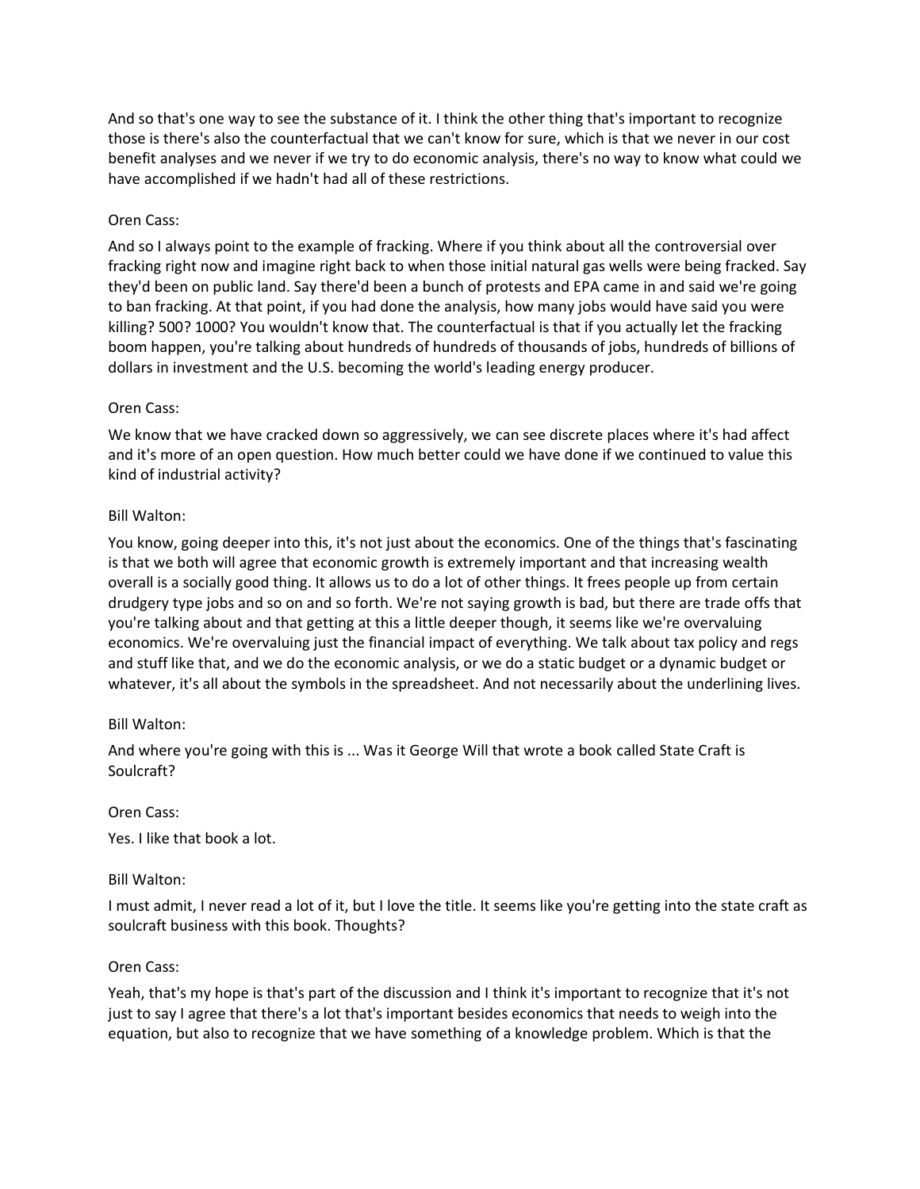And so that's one way to see the substance of it. I think the other thing that's important to recognize those is there's also the counterfactual that we can't know for sure, which is that we never in our cost benefit analyses and we never if we try to do economic analysis, there's no way to know what could we have accomplished if we hadn't had all of these restrictions.

Oren Cass:

And so I always point to the example of fracking. Where if you think about all the controversial over fracking right now and imagine right back to when those initial natural gas wells were being fracked. Say they'd been on public land. Say there'd been a bunch of protests and EPA came in and said we're going to ban fracking. At that point, if you had done the analysis, how many jobs would have said you were killing? 500? 1000? You wouldn't know that. The counterfactual is that if you actually let the fracking boom happen, you're talking about hundreds of hundreds of thousands of jobs, hundreds of billions of dollars in investment and the U.S. becoming the world's leading energy producer.

Oren Cass:

We know that we have cracked down so aggressively, we can see discrete places where it's had affect and it's more of an open question. How much better could we have done if we continued to value this kind of industrial activity?

Bill Walton:

You know, going deeper into this, it's not just about the economics. One of the things that's fascinating is that we both will agree that economic growth is extremely important and that increasing wealth overall is a socially good thing. It allows us to do a lot of other things. It frees people up from certain drudgery type jobs and so on and so forth. We're not saying growth is bad, but there are trade offs that you're talking about and that getting at this a little deeper though, it seems like we're overvaluing economics. We're overvaluing just the financial impact of everything. We talk about tax policy and regs and stuff like that, and we do the economic analysis, or we do a static budget or a dynamic budget or whatever, it's all about the symbols in the spreadsheet. And not necessarily about the underlining lives.

Bill Walton:

And where you're going with this is ... Was it George Will that wrote a book called State Craft is Soulcraft?

Oren Cass:

Yes. I like that book a lot.

Bill Walton:

I must admit, I never read a lot of it, but I love the title. It seems like you're getting into the state craft as soulcraft business with this book. Thoughts?

Oren Cass:

Yeah, that's my hope is that's part of the discussion and I think it's important to recognize that it's not just to say I agree that there's a lot that's important besides economics that needs to weigh into the equation, but also to recognize that we have something of a knowledge problem. Which is that the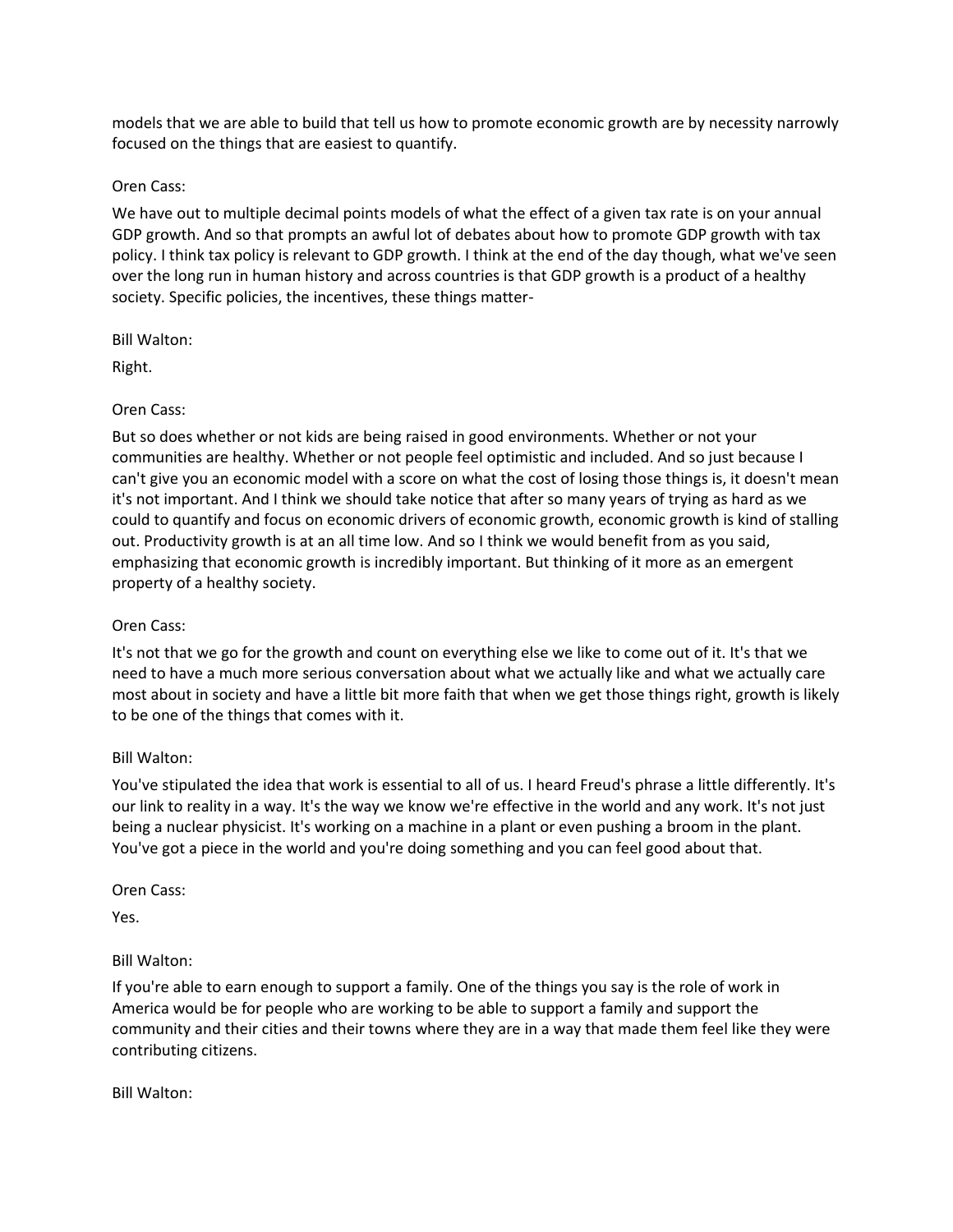models that we are able to build that tell us how to promote economic growth are by necessity narrowly focused on the things that are easiest to quantify.

Oren Cass:

We have out to multiple decimal points models of what the effect of a given tax rate is on your annual GDP growth. And so that prompts an awful lot of debates about how to promote GDP growth with tax policy. I think tax policy is relevant to GDP growth. I think at the end of the day though, what we've seen over the long run in human history and across countries is that GDP growth is a product of a healthy society. Specific policies, the incentives, these things matter-

Bill Walton:

Right.

Oren Cass:

But so does whether or not kids are being raised in good environments. Whether or not your communities are healthy. Whether or not people feel optimistic and included. And so just because I can't give you an economic model with a score on what the cost of losing those things is, it doesn't mean it's not important. And I think we should take notice that after so many years of trying as hard as we could to quantify and focus on economic drivers of economic growth, economic growth is kind of stalling out. Productivity growth is at an all time low. And so I think we would benefit from as you said, emphasizing that economic growth is incredibly important. But thinking of it more as an emergent property of a healthy society.

Oren Cass:

It's not that we go for the growth and count on everything else we like to come out of it. It's that we need to have a much more serious conversation about what we actually like and what we actually care most about in society and have a little bit more faith that when we get those things right, growth is likely to be one of the things that comes with it.

Bill Walton:

You've stipulated the idea that work is essential to all of us. I heard Freud's phrase a little differently. It's our link to reality in a way. It's the way we know we're effective in the world and any work. It's not just being a nuclear physicist. It's working on a machine in a plant or even pushing a broom in the plant. You've got a piece in the world and you're doing something and you can feel good about that.

Oren Cass:

Yes.

Bill Walton:

If you're able to earn enough to support a family. One of the things you say is the role of work in America would be for people who are working to be able to support a family and support the community and their cities and their towns where they are in a way that made them feel like they were contributing citizens.

Bill Walton: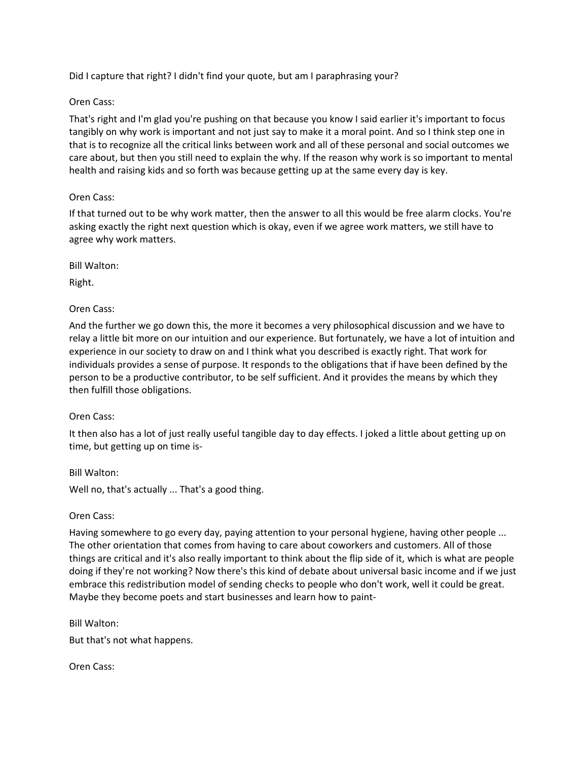Did I capture that right? I didn't find your quote, but am I paraphrasing your?

Oren Cass:

That's right and I'm glad you're pushing on that because you know I said earlier it's important to focus tangibly on why work is important and not just say to make it a moral point. And so I think step one in that is to recognize all the critical links between work and all of these personal and social outcomes we care about, but then you still need to explain the why. If the reason why work is so important to mental health and raising kids and so forth was because getting up at the same every day is key.

Oren Cass:

If that turned out to be why work matter, then the answer to all this would be free alarm clocks. You're asking exactly the right next question which is okay, even if we agree work matters, we still have to agree why work matters.

Bill Walton:

Right.

Oren Cass:

And the further we go down this, the more it becomes a very philosophical discussion and we have to relay a little bit more on our intuition and our experience. But fortunately, we have a lot of intuition and experience in our society to draw on and I think what you described is exactly right. That work for individuals provides a sense of purpose. It responds to the obligations that if have been defined by the person to be a productive contributor, to be self sufficient. And it provides the means by which they then fulfill those obligations.

Oren Cass:

It then also has a lot of just really useful tangible day to day effects. I joked a little about getting up on time, but getting up on time is-

Bill Walton:

Well no, that's actually ... That's a good thing.

Oren Cass:

Having somewhere to go every day, paying attention to your personal hygiene, having other people ... The other orientation that comes from having to care about coworkers and customers. All of those things are critical and it's also really important to think about the flip side of it, which is what are people doing if they're not working? Now there's this kind of debate about universal basic income and if we just embrace this redistribution model of sending checks to people who don't work, well it could be great. Maybe they become poets and start businesses and learn how to paint-

Bill Walton:

But that's not what happens.

Oren Cass: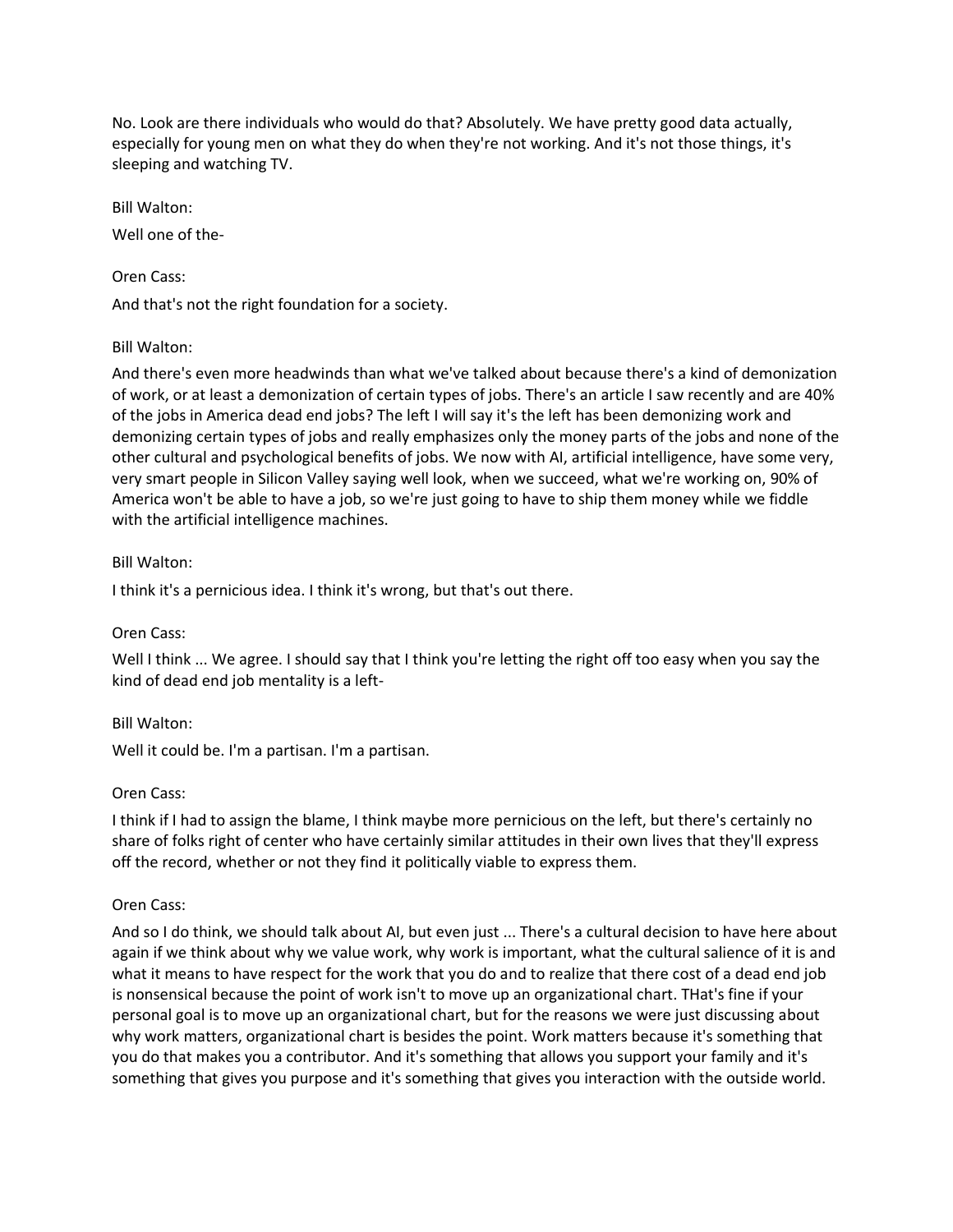No. Look are there individuals who would do that? Absolutely. We have pretty good data actually, especially for young men on what they do when they're not working. And it's not those things, it's sleeping and watching TV.

Bill Walton:

Well one of the-

Oren Cass:

And that's not the right foundation for a society.

Bill Walton:

And there's even more headwinds than what we've talked about because there's a kind of demonization of work, or at least a demonization of certain types of jobs. There's an article I saw recently and are 40% of the jobs in America dead end jobs? The left I will say it's the left has been demonizing work and demonizing certain types of jobs and really emphasizes only the money parts of the jobs and none of the other cultural and psychological benefits of jobs. We now with AI, artificial intelligence, have some very, very smart people in Silicon Valley saying well look, when we succeed, what we're working on, 90% of America won't be able to have a job, so we're just going to have to ship them money while we fiddle with the artificial intelligence machines.

Bill Walton:

I think it's a pernicious idea. I think it's wrong, but that's out there.

Oren Cass:

Well I think ... We agree. I should say that I think you're letting the right off too easy when you say the kind of dead end job mentality is a left-

Bill Walton:

Well it could be. I'm a partisan. I'm a partisan.

Oren Cass:

I think if I had to assign the blame, I think maybe more pernicious on the left, but there's certainly no share of folks right of center who have certainly similar attitudes in their own lives that they'll express off the record, whether or not they find it politically viable to express them.

Oren Cass:

And so I do think, we should talk about AI, but even just ... There's a cultural decision to have here about again if we think about why we value work, why work is important, what the cultural salience of it is and what it means to have respect for the work that you do and to realize that there cost of a dead end job is nonsensical because the point of work isn't to move up an organizational chart. THat's fine if your personal goal is to move up an organizational chart, but for the reasons we were just discussing about why work matters, organizational chart is besides the point. Work matters because it's something that you do that makes you a contributor. And it's something that allows you support your family and it's something that gives you purpose and it's something that gives you interaction with the outside world.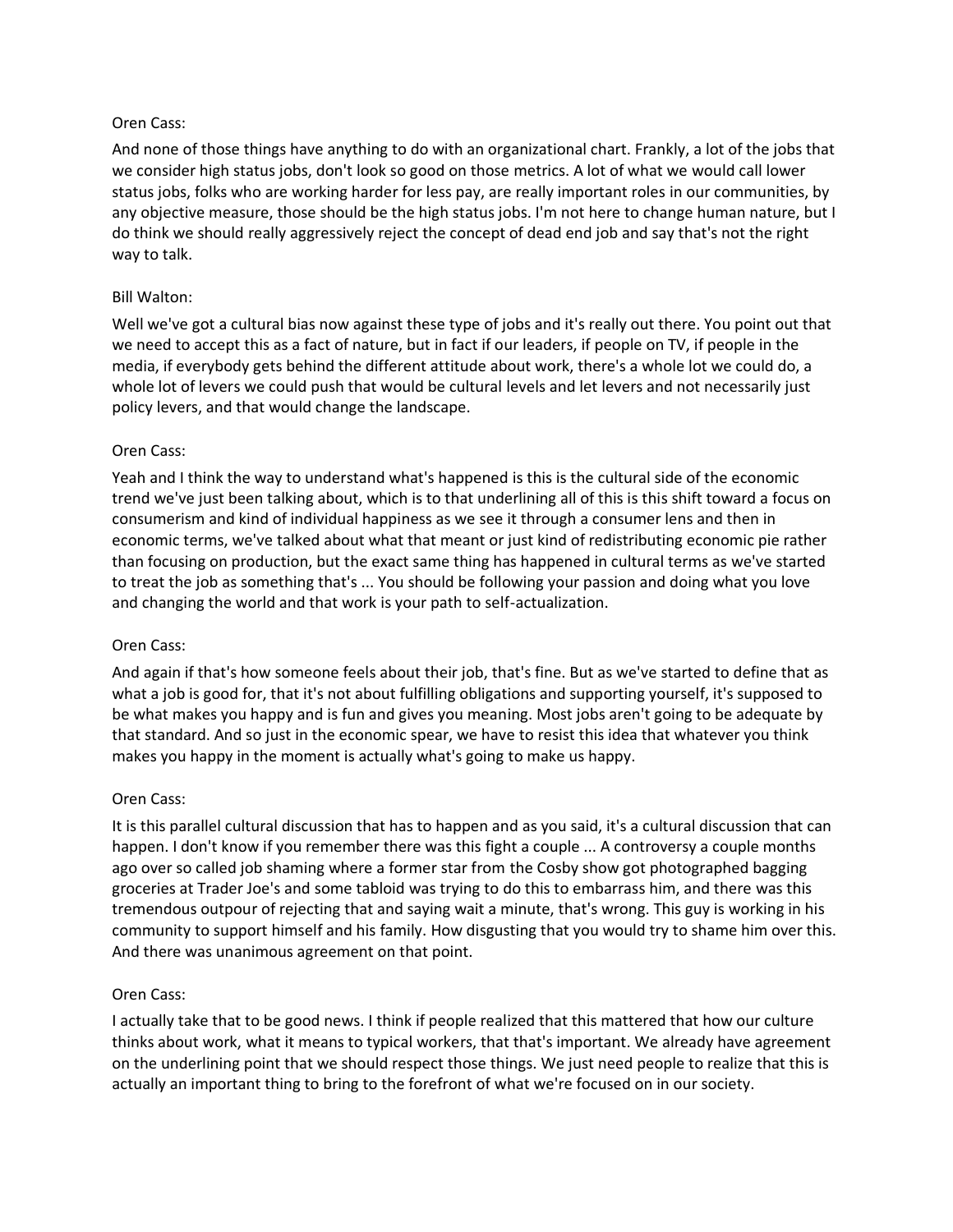Oren Cass:

And none of those things have anything to do with an organizational chart. Frankly, a lot of the jobs that we consider high status jobs, don't look so good on those metrics. A lot of what we would call lower status jobs, folks who are working harder for less pay, are really important roles in our communities, by any objective measure, those should be the high status jobs. I'm not here to change human nature, but I do think we should really aggressively reject the concept of dead end job and say that's not the right way to talk.

Bill Walton:

Well we've got a cultural bias now against these type of jobs and it's really out there. You point out that we need to accept this as a fact of nature, but in fact if our leaders, if people on TV, if people in the media, if everybody gets behind the different attitude about work, there's a whole lot we could do, a whole lot of levers we could push that would be cultural levels and let levers and not necessarily just policy levers, and that would change the landscape.

Oren Cass:

Yeah and I think the way to understand what's happened is this is the cultural side of the economic trend we've just been talking about, which is to that underlining all of this is this shift toward a focus on consumerism and kind of individual happiness as we see it through a consumer lens and then in economic terms, we've talked about what that meant or just kind of redistributing economic pie rather than focusing on production, but the exact same thing has happened in cultural terms as we've started to treat the job as something that's ... You should be following your passion and doing what you love and changing the world and that work is your path to self-actualization.

Oren Cass:

And again if that's how someone feels about their job, that's fine. But as we've started to define that as what a job is good for, that it's not about fulfilling obligations and supporting yourself, it's supposed to be what makes you happy and is fun and gives you meaning. Most jobs aren't going to be adequate by that standard. And so just in the economic spear, we have to resist this idea that whatever you think makes you happy in the moment is actually what's going to make us happy.

Oren Cass:

It is this parallel cultural discussion that has to happen and as you said, it's a cultural discussion that can happen. I don't know if you remember there was this fight a couple ... A controversy a couple months ago over so called job shaming where a former star from the Cosby show got photographed bagging groceries at Trader Joe's and some tabloid was trying to do this to embarrass him, and there was this tremendous outpour of rejecting that and saying wait a minute, that's wrong. This guy is working in his community to support himself and his family. How disgusting that you would try to shame him over this. And there was unanimous agreement on that point.

Oren Cass:

I actually take that to be good news. I think if people realized that this mattered that how our culture thinks about work, what it means to typical workers, that that's important. We already have agreement on the underlining point that we should respect those things. We just need people to realize that this is actually an important thing to bring to the forefront of what we're focused on in our society.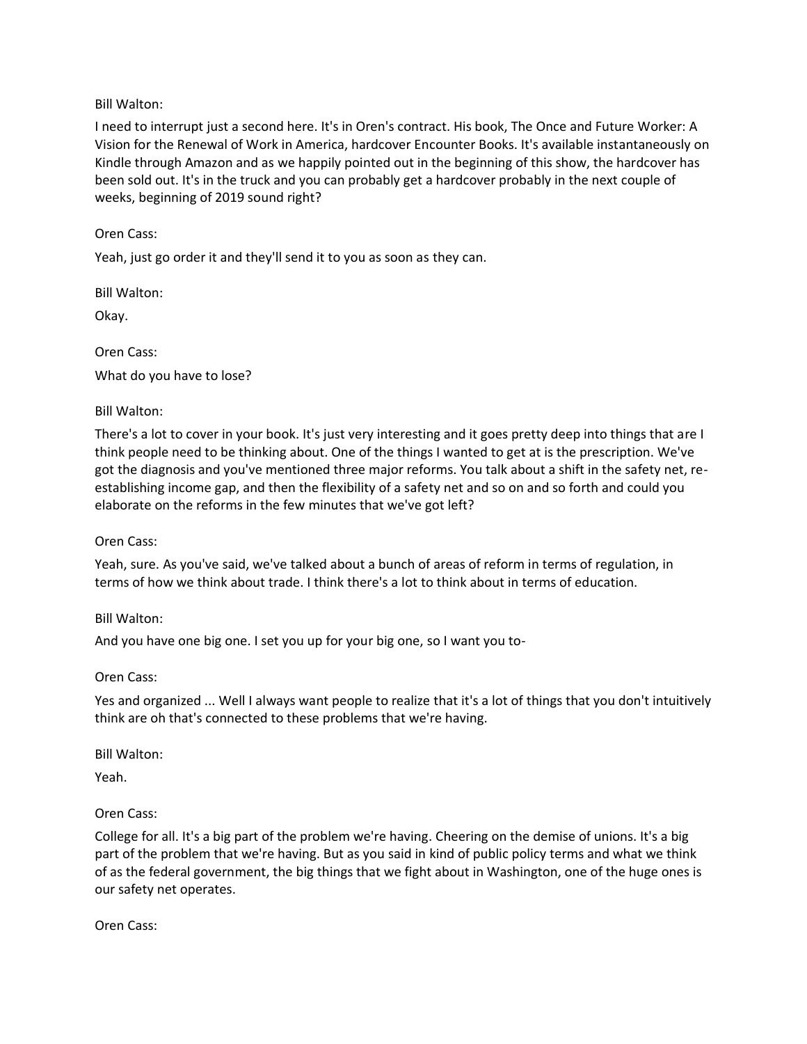Bill Walton:

I need to interrupt just a second here. It's in Oren's contract. His book, The Once and Future Worker: A Vision for the Renewal of Work in America, hardcover Encounter Books. It's available instantaneously on Kindle through Amazon and as we happily pointed out in the beginning of this show, the hardcover has been sold out. It's in the truck and you can probably get a hardcover probably in the next couple of weeks, beginning of 2019 sound right?

Oren Cass:

Yeah, just go order it and they'll send it to you as soon as they can.

Bill Walton:

Okay.

Oren Cass:

What do you have to lose?

Bill Walton:

There's a lot to cover in your book. It's just very interesting and it goes pretty deep into things that are I think people need to be thinking about. One of the things I wanted to get at is the prescription. We've got the diagnosis and you've mentioned three major reforms. You talk about a shift in the safety net, re-establishing income gap, and then the flexibility of a safety net and so on and so forth and could you elaborate on the reforms in the few minutes that we've got left?

Oren Cass:

Yeah, sure. As you've said, we've talked about a bunch of areas of reform in terms of regulation, in terms of how we think about trade. I think there's a lot to think about in terms of education.

Bill Walton:

And you have one big one. I set you up for your big one, so I want you to-

Oren Cass:

Yes and organized ... Well I always want people to realize that it's a lot of things that you don't intuitively think are oh that's connected to these problems that we're having.

Bill Walton:

Yeah.

Oren Cass:

College for all. It's a big part of the problem we're having. Cheering on the demise of unions. It's a big part of the problem that we're having. But as you said in kind of public policy terms and what we think of as the federal government, the big things that we fight about in Washington, one of the huge ones is our safety net operates.

Oren Cass: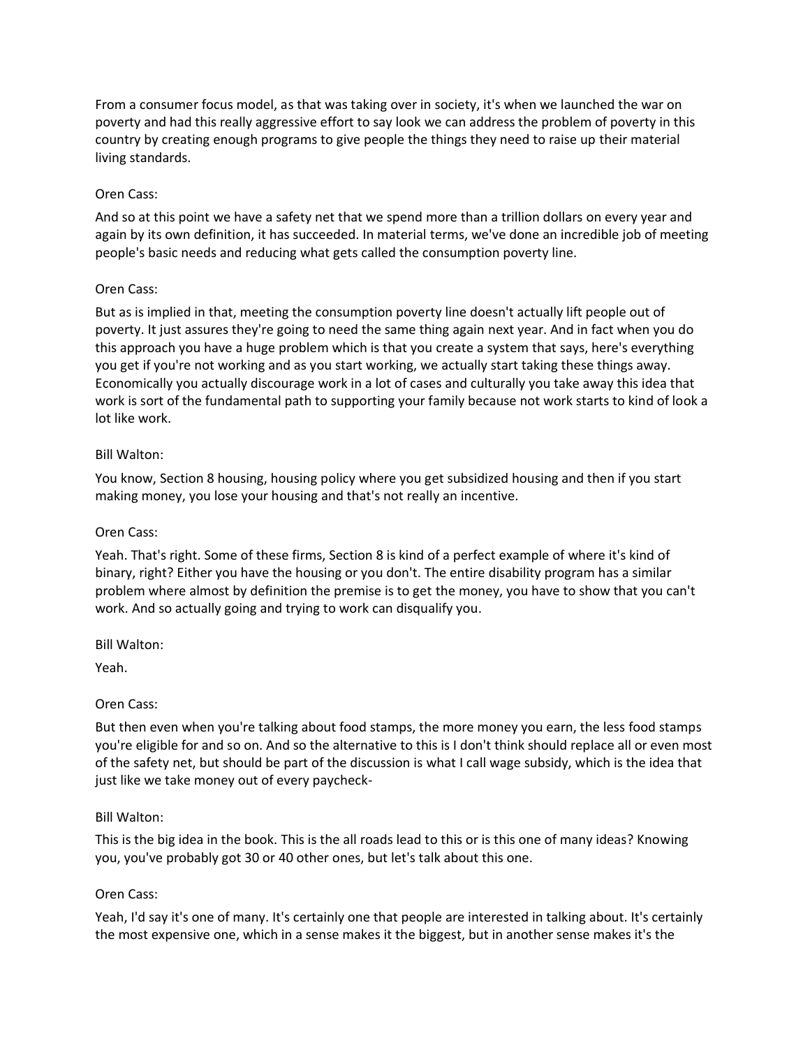From a consumer focus model, as that was taking over in society, it's when we launched the war on poverty and had this really aggressive effort to say look we can address the problem of poverty in this country by creating enough programs to give people the things they need to raise up their material living standards.

Oren Cass:

And so at this point we have a safety net that we spend more than a trillion dollars on every year and again by its own definition, it has succeeded. In material terms, we've done an incredible job of meeting people's basic needs and reducing what gets called the consumption poverty line.

Oren Cass:

But as is implied in that, meeting the consumption poverty line doesn't actually lift people out of poverty. It just assures they're going to need the same thing again next year. And in fact when you do this approach you have a huge problem which is that you create a system that says, here's everything you get if you're not working and as you start working, we actually start taking these things away. Economically you actually discourage work in a lot of cases and culturally you take away this idea that work is sort of the fundamental path to supporting your family because not work starts to kind of look a lot like work.

Bill Walton:

You know, Section 8 housing, housing policy where you get subsidized housing and then if you start making money, you lose your housing and that's not really an incentive.

Oren Cass:

Yeah. That's right. Some of these firms, Section 8 is kind of a perfect example of where it's kind of binary, right? Either you have the housing or you don't. The entire disability program has a similar problem where almost by definition the premise is to get the money, you have to show that you can't work. And so actually going and trying to work can disqualify you.

Bill Walton:

Yeah.

Oren Cass:

But then even when you're talking about food stamps, the more money you earn, the less food stamps you're eligible for and so on. And so the alternative to this is I don't think should replace all or even most of the safety net, but should be part of the discussion is what I call wage subsidy, which is the idea that just like we take money out of every paycheck-

Bill Walton:

This is the big idea in the book. This is the all roads lead to this or is this one of many ideas? Knowing you, you've probably got 30 or 40 other ones, but let's talk about this one.

Oren Cass:

Yeah, I'd say it's one of many. It's certainly one that people are interested in talking about. It's certainly the most expensive one, which in a sense makes it the biggest, but in another sense makes it's the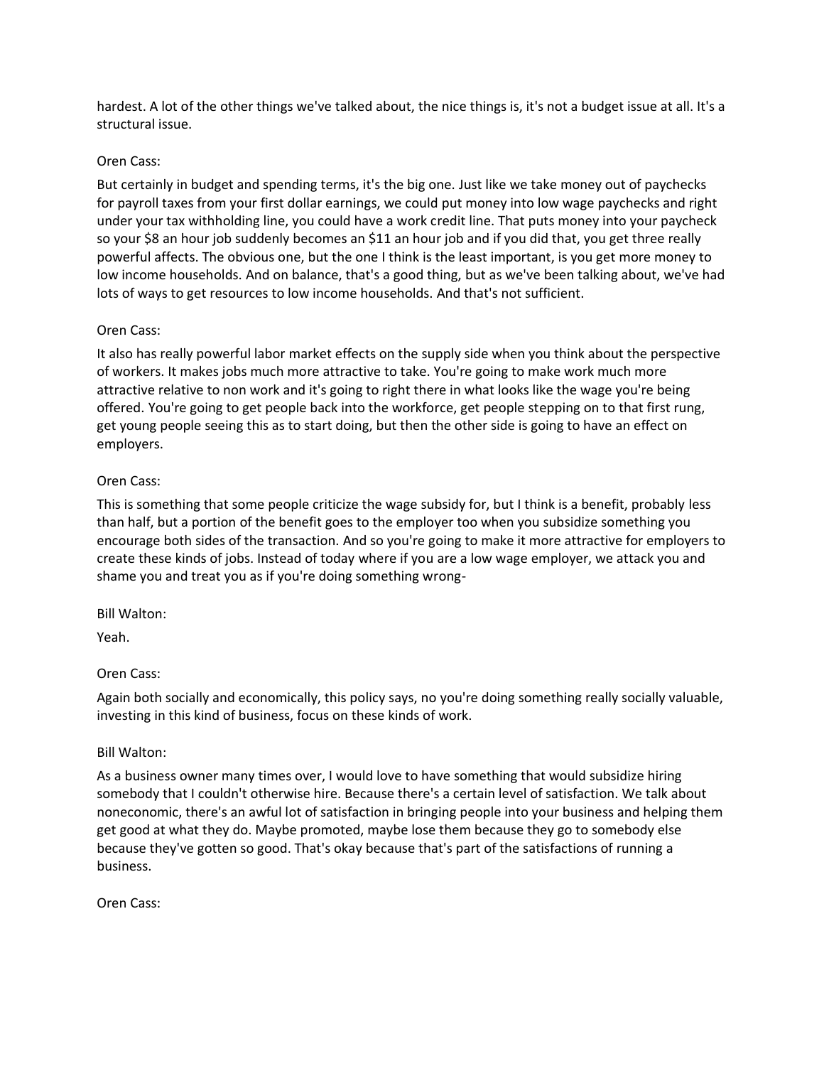hardest. A lot of the other things we've talked about, the nice things is, it's not a budget issue at all. It's a structural issue.

Oren Cass:

But certainly in budget and spending terms, it's the big one. Just like we take money out of paychecks for payroll taxes from your first dollar earnings, we could put money into low wage paychecks and right under your tax withholding line, you could have a work credit line. That puts money into your paycheck so your $8 an hour job suddenly becomes an $11 an hour job and if you did that, you get three really powerful affects. The obvious one, but the one I think is the least important, is you get more money to low income households. And on balance, that's a good thing, but as we've been talking about, we've had lots of ways to get resources to low income households. And that's not sufficient.

Oren Cass:

It also has really powerful labor market effects on the supply side when you think about the perspective of workers. It makes jobs much more attractive to take. You're going to make work much more attractive relative to non work and it's going to right there in what looks like the wage you're being offered. You're going to get people back into the workforce, get people stepping on to that first rung, get young people seeing this as to start doing, but then the other side is going to have an effect on employers.

Oren Cass:

This is something that some people criticize the wage subsidy for, but I think is a benefit, probably less than half, but a portion of the benefit goes to the employer too when you subsidize something you encourage both sides of the transaction. And so you're going to make it more attractive for employers to create these kinds of jobs. Instead of today where if you are a low wage employer, we attack you and shame you and treat you as if you're doing something wrong-

Bill Walton:

Yeah.

Oren Cass:

Again both socially and economically, this policy says, no you're doing something really socially valuable, investing in this kind of business, focus on these kinds of work.

Bill Walton:

As a business owner many times over, I would love to have something that would subsidize hiring somebody that I couldn't otherwise hire. Because there's a certain level of satisfaction. We talk about noneconomic, there's an awful lot of satisfaction in bringing people into your business and helping them get good at what they do. Maybe promoted, maybe lose them because they go to somebody else because they've gotten so good. That's okay because that's part of the satisfactions of running a business.

Oren Cass: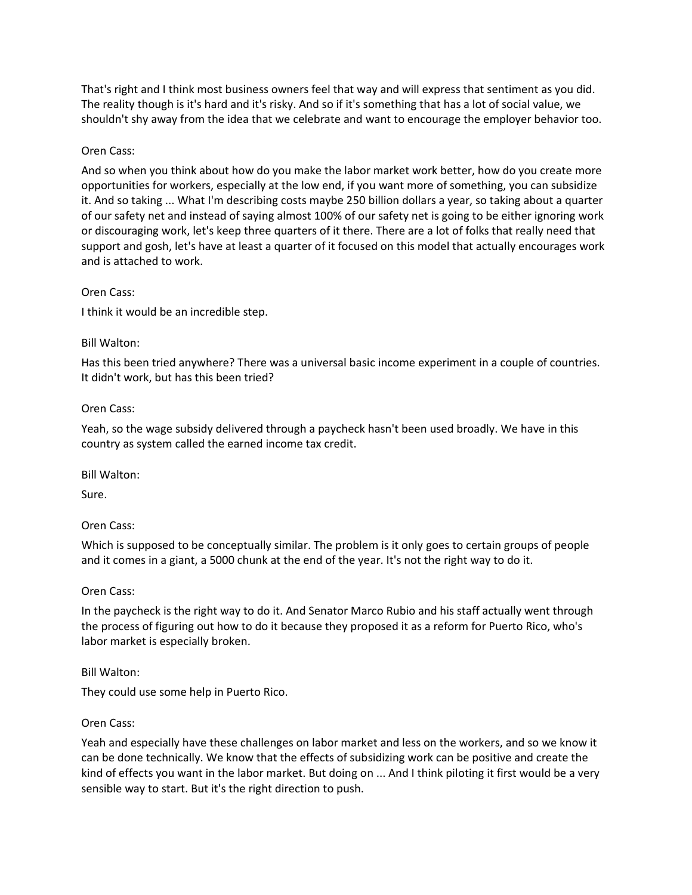That's right and I think most business owners feel that way and will express that sentiment as you did. The reality though is it's hard and it's risky. And so if it's something that has a lot of social value, we shouldn't shy away from the idea that we celebrate and want to encourage the employer behavior too.

Oren Cass:

And so when you think about how do you make the labor market work better, how do you create more opportunities for workers, especially at the low end, if you want more of something, you can subsidize it. And so taking ... What I'm describing costs maybe 250 billion dollars a year, so taking about a quarter of our safety net and instead of saying almost 100% of our safety net is going to be either ignoring work or discouraging work, let's keep three quarters of it there. There are a lot of folks that really need that support and gosh, let's have at least a quarter of it focused on this model that actually encourages work and is attached to work.

Oren Cass:

I think it would be an incredible step.

Bill Walton:

Has this been tried anywhere? There was a universal basic income experiment in a couple of countries. It didn't work, but has this been tried?

Oren Cass:

Yeah, so the wage subsidy delivered through a paycheck hasn't been used broadly. We have in this country as system called the earned income tax credit.

Bill Walton:

Sure.

Oren Cass:

Which is supposed to be conceptually similar. The problem is it only goes to certain groups of people and it comes in a giant, a 5000 chunk at the end of the year. It's not the right way to do it.

Oren Cass:

In the paycheck is the right way to do it. And Senator Marco Rubio and his staff actually went through the process of figuring out how to do it because they proposed it as a reform for Puerto Rico, who's labor market is especially broken.

Bill Walton:

They could use some help in Puerto Rico.

Oren Cass:

Yeah and especially have these challenges on labor market and less on the workers, and so we know it can be done technically. We know that the effects of subsidizing work can be positive and create the kind of effects you want in the labor market. But doing on ... And I think piloting it first would be a very sensible way to start. But it's the right direction to push.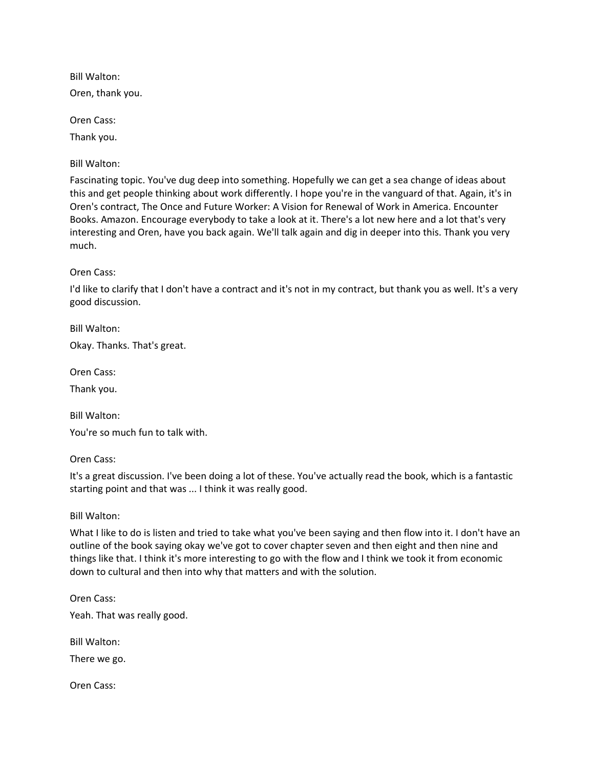Bill Walton:

Oren, thank you.

Oren Cass:

Thank you.

Bill Walton:

Fascinating topic. You've dug deep into something. Hopefully we can get a sea change of ideas about this and get people thinking about work differently. I hope you're in the vanguard of that. Again, it's in Oren's contract, The Once and Future Worker: A Vision for Renewal of Work in America. Encounter Books. Amazon. Encourage everybody to take a look at it. There's a lot new here and a lot that's very interesting and Oren, have you back again. We'll talk again and dig in deeper into this. Thank you very much.

Oren Cass:

I'd like to clarify that I don't have a contract and it's not in my contract, but thank you as well. It's a very good discussion.

Bill Walton:

Okay. Thanks. That's great.

Oren Cass:

Thank you.

Bill Walton:

You're so much fun to talk with.

Oren Cass:

It's a great discussion. I've been doing a lot of these. You've actually read the book, which is a fantastic starting point and that was ... I think it was really good.

Bill Walton:

What I like to do is listen and tried to take what you've been saying and then flow into it. I don't have an outline of the book saying okay we've got to cover chapter seven and then eight and then nine and things like that. I think it's more interesting to go with the flow and I think we took it from economic down to cultural and then into why that matters and with the solution.

Oren Cass:

Yeah. That was really good.

Bill Walton:

There we go.

Oren Cass: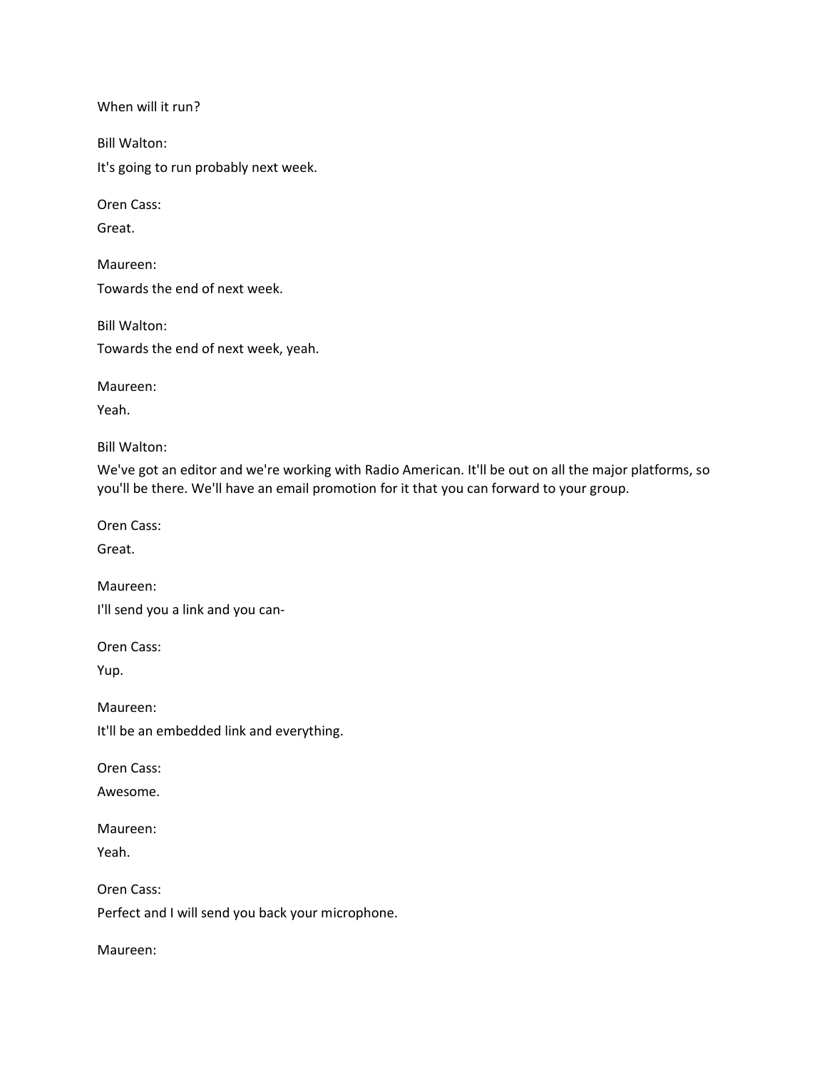When will it run?

Bill Walton:

It's going to run probably next week.

Oren Cass:

Great.

Maureen:

Towards the end of next week.

Bill Walton:

Towards the end of next week, yeah.

Maureen:

Yeah.

Bill Walton:

We've got an editor and we're working with Radio American. It'll be out on all the major platforms, so you'll be there. We'll have an email promotion for it that you can forward to your group.

Oren Cass:

Great.

Maureen:

I'll send you a link and you can-

Oren Cass:

Yup.

Maureen:

It'll be an embedded link and everything.

Oren Cass:

Awesome.

Maureen:

Yeah.

Oren Cass:

Perfect and I will send you back your microphone.

Maureen: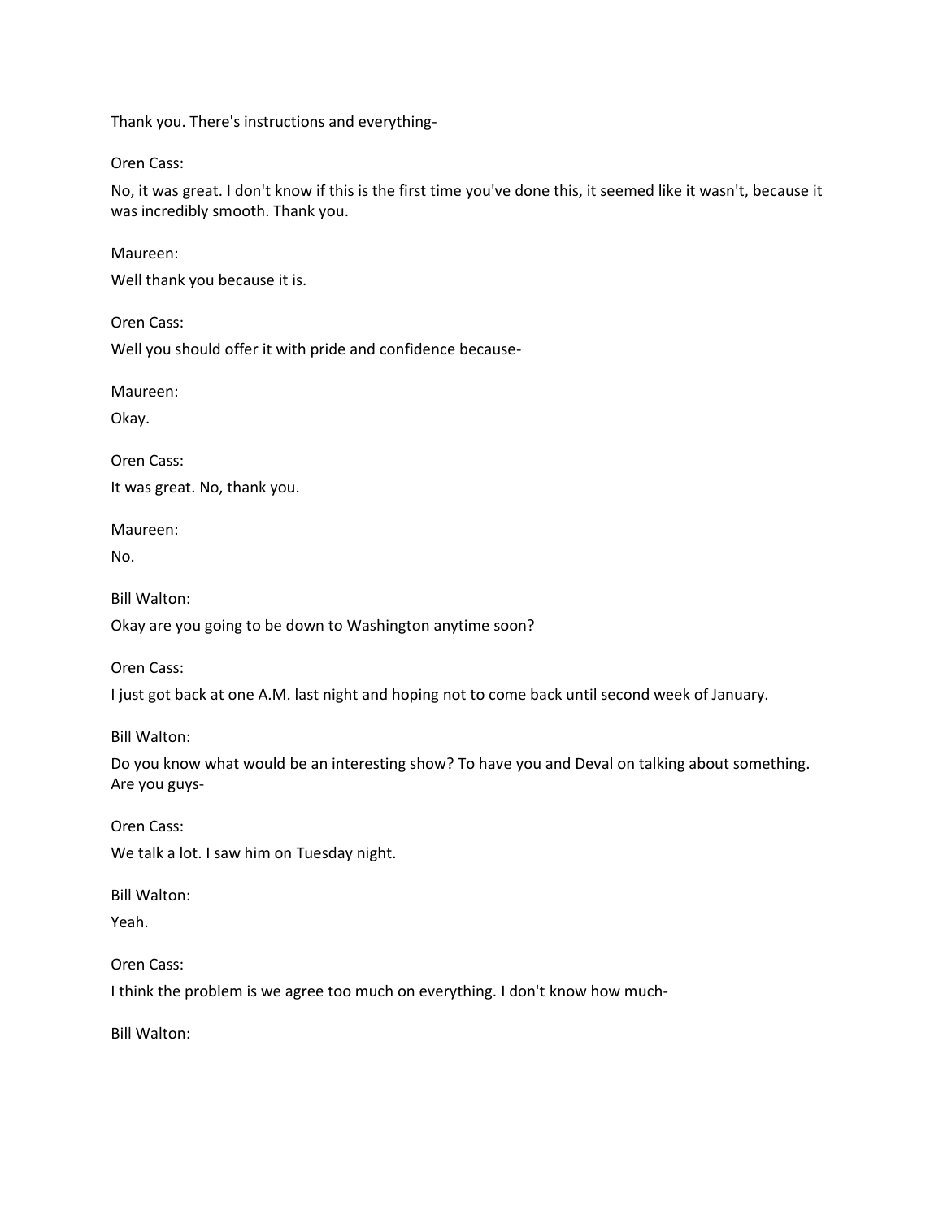Thank you. There's instructions and everything-

Oren Cass:

No, it was great. I don't know if this is the first time you've done this, it seemed like it wasn't, because it was incredibly smooth. Thank you.

Maureen:

Well thank you because it is.

Oren Cass:

Well you should offer it with pride and confidence because-

Maureen:

Okay.

Oren Cass:

It was great. No, thank you.

Maureen:

No.

Bill Walton:

Okay are you going to be down to Washington anytime soon?

Oren Cass:

I just got back at one A.M. last night and hoping not to come back until second week of January.

Bill Walton:

Do you know what would be an interesting show? To have you and Deval on talking about something. Are you guys-

Oren Cass:

We talk a lot. I saw him on Tuesday night.

Bill Walton:

Yeah.

Oren Cass:

I think the problem is we agree too much on everything. I don't know how much-

Bill Walton: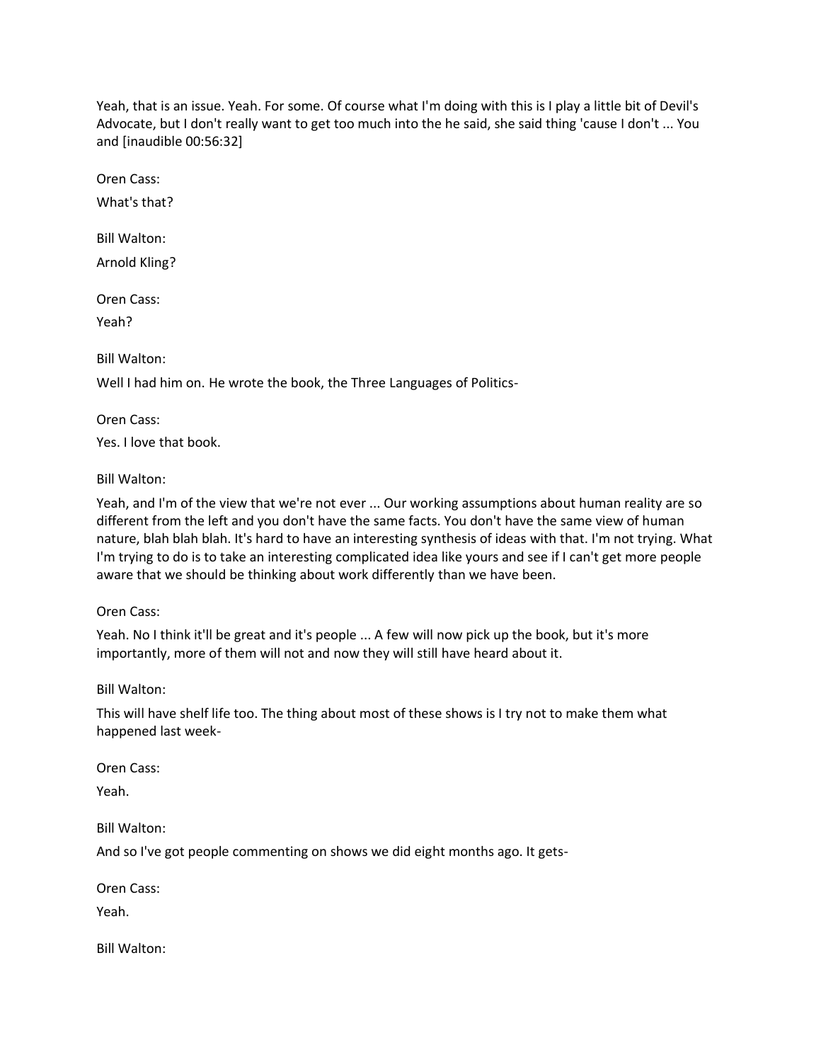Yeah, that is an issue. Yeah. For some. Of course what I'm doing with this is I play a little bit of Devil's Advocate, but I don't really want to get too much into the he said, she said thing 'cause I don't ... You and [inaudible 00:56:32]

Oren Cass:

What's that?

Bill Walton:

Arnold Kling?

Oren Cass:

Yeah?

Bill Walton:

Well I had him on. He wrote the book, the Three Languages of Politics-

Oren Cass:

Yes. I love that book.

Bill Walton:

Yeah, and I'm of the view that we're not ever ... Our working assumptions about human reality are so different from the left and you don't have the same facts. You don't have the same view of human nature, blah blah blah. It's hard to have an interesting synthesis of ideas with that. I'm not trying. What I'm trying to do is to take an interesting complicated idea like yours and see if I can't get more people aware that we should be thinking about work differently than we have been.

Oren Cass:

Yeah. No I think it'll be great and it's people ... A few will now pick up the book, but it's more importantly, more of them will not and now they will still have heard about it.

Bill Walton:

This will have shelf life too. The thing about most of these shows is I try not to make them what happened last week-

Oren Cass:

Yeah.

Bill Walton:

And so I've got people commenting on shows we did eight months ago. It gets-

Oren Cass:

Yeah.

Bill Walton: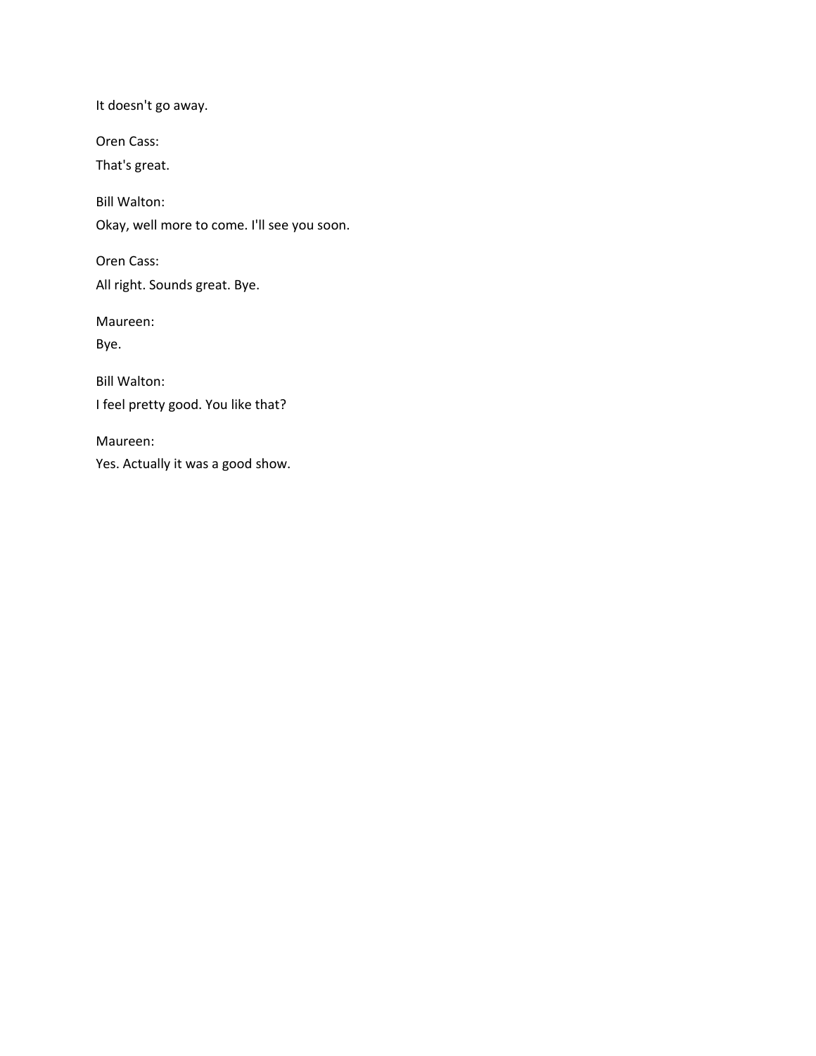It doesn't go away.

Oren Cass:

That's great.

Bill Walton:

Okay, well more to come. I'll see you soon.

Oren Cass:

All right. Sounds great. Bye.

Maureen:

Bye.

Bill Walton:

I feel pretty good. You like that?

Maureen:

Yes. Actually it was a good show.